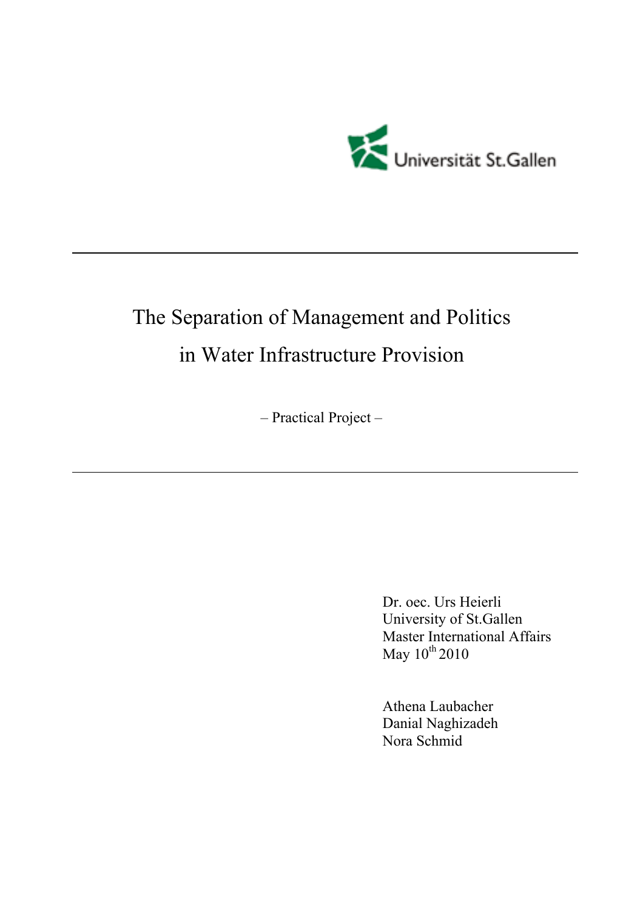Universität St.Gallen

# The Separation of Management and Politics in Water Infrastructure Provision

– Practical Project –

Dr. oec. Urs Heierli
University of St.Gallen
Master International Affairs
May 10th 2010

Athena Laubacher
Danial Naghizadeh
Nora Schmid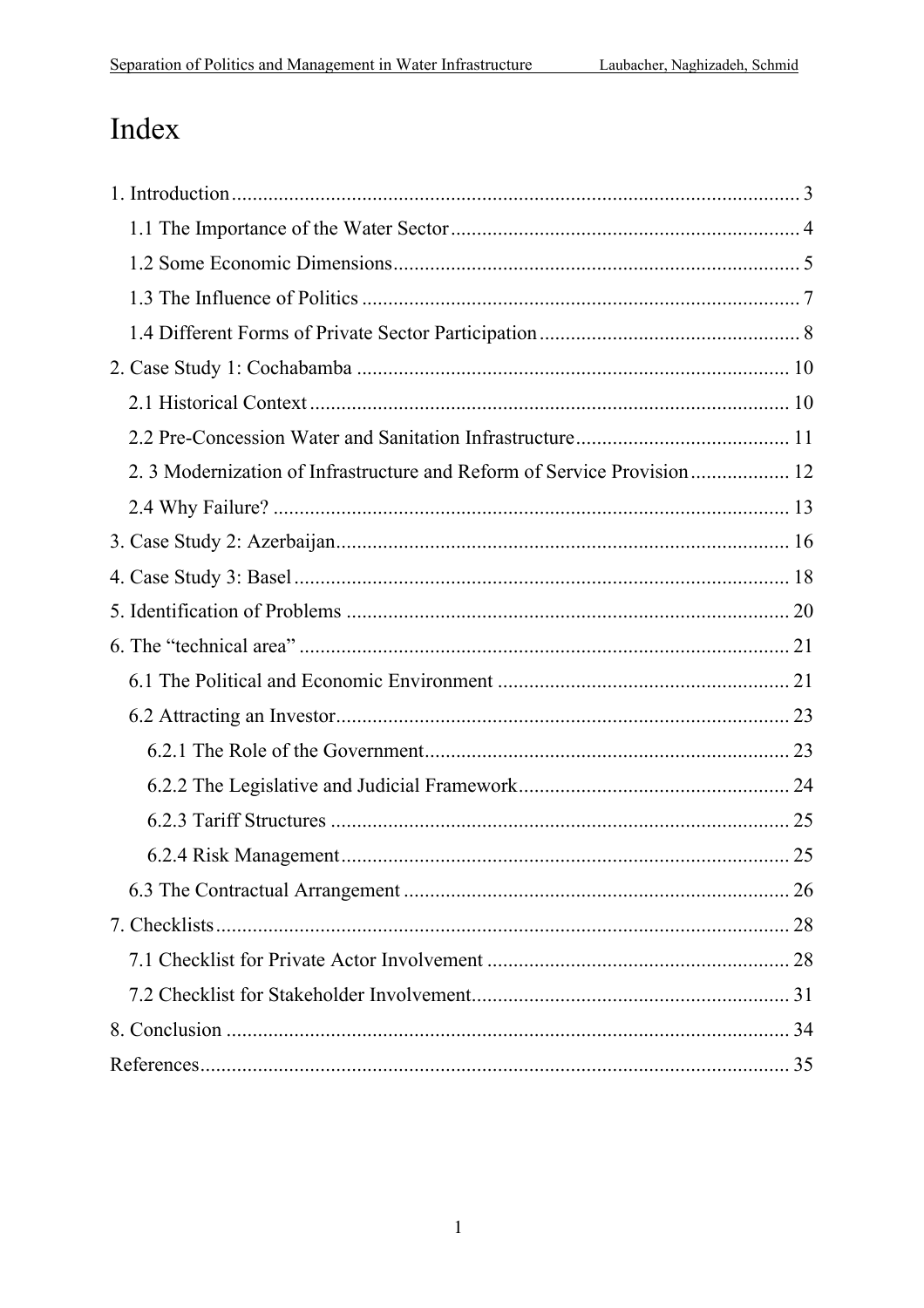# Index

1. Introduction ... 3
   - 1.1 The Importance of the Water Sector ... 4
   - 1.2 Some Economic Dimensions ... 5
   - 1.3 The Influence of Politics ... 7
   - 1.4 Different Forms of Private Sector Participation ... 8
2. Case Study 1: Cochabamba ... 10
   - 2.1 Historical Context ... 10
   - 2.2 Pre-Concession Water and Sanitation Infrastructure ... 11
   - 2. 3 Modernization of Infrastructure and Reform of Service Provision ... 12
   - 2.4 Why Failure? ... 13
3. Case Study 2: Azerbaijan ... 16
4. Case Study 3: Basel ... 18
5. Identification of Problems ... 20
6. The "technical area" ... 21
   - 6.1 The Political and Economic Environment ... 21
   - 6.2 Attracting an Investor ... 23
     - 6.2.1 The Role of the Government ... 23
     - 6.2.2 The Legislative and Judicial Framework ... 24
     - 6.2.3 Tariff Structures ... 25
     - 6.2.4 Risk Management ... 25
   - 6.3 The Contractual Arrangement ... 26
7. Checklists ... 28
   - 7.1 Checklist for Private Actor Involvement ... 28
   - 7.2 Checklist for Stakeholder Involvement ... 31
8. Conclusion ... 34

References ... 35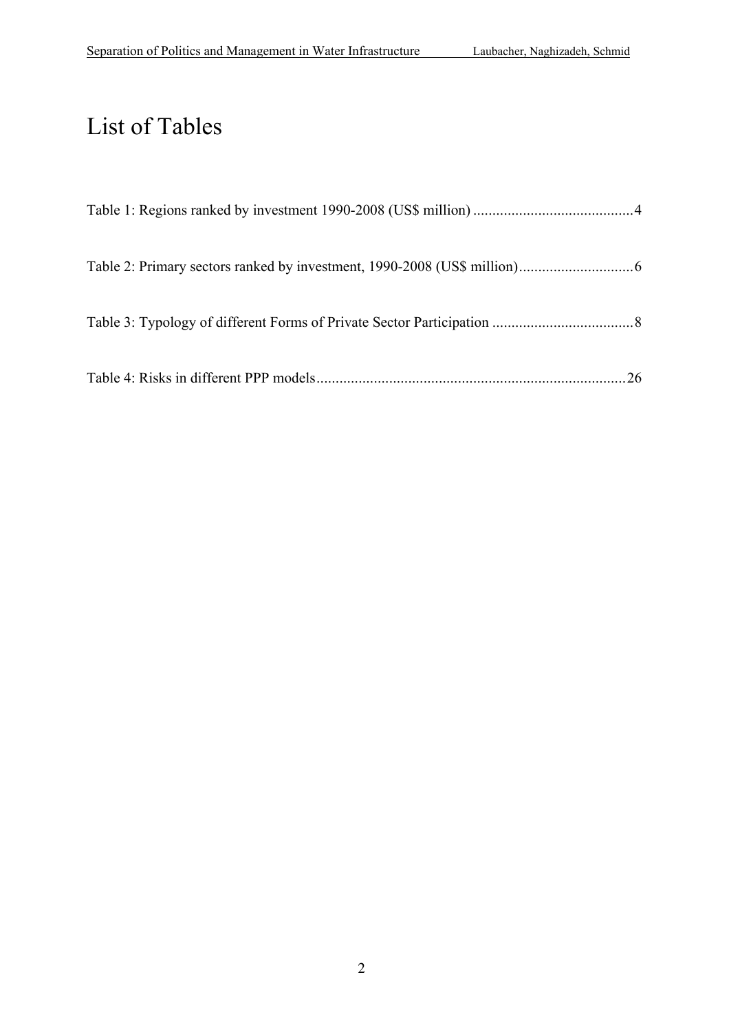# List of Tables

Table 1: Regions ranked by investment 1990-2008 (US$ million) ..........................................4

Table 2: Primary sectors ranked by investment, 1990-2008 (US$ million)..............................6

Table 3: Typology of different Forms of Private Sector Participation .....................................8

Table 4: Risks in different PPP models.................................................................................26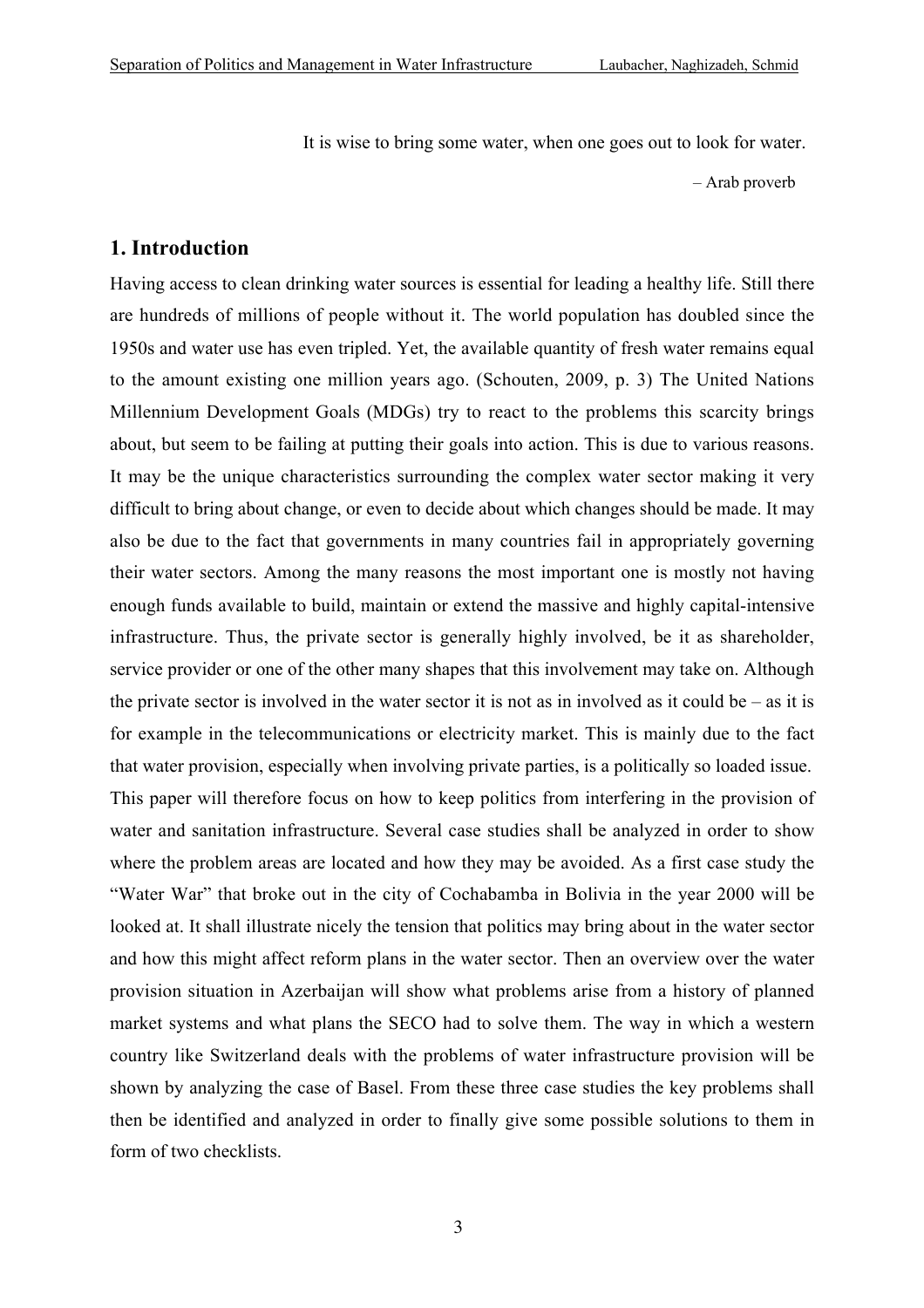It is wise to bring some water, when one goes out to look for water.

– Arab proverb

## 1. Introduction

Having access to clean drinking water sources is essential for leading a healthy life. Still there are hundreds of millions of people without it. The world population has doubled since the 1950s and water use has even tripled. Yet, the available quantity of fresh water remains equal to the amount existing one million years ago. (Schouten, 2009, p. 3) The United Nations Millennium Development Goals (MDGs) try to react to the problems this scarcity brings about, but seem to be failing at putting their goals into action. This is due to various reasons. It may be the unique characteristics surrounding the complex water sector making it very difficult to bring about change, or even to decide about which changes should be made. It may also be due to the fact that governments in many countries fail in appropriately governing their water sectors. Among the many reasons the most important one is mostly not having enough funds available to build, maintain or extend the massive and highly capital-intensive infrastructure. Thus, the private sector is generally highly involved, be it as shareholder, service provider or one of the other many shapes that this involvement may take on. Although the private sector is involved in the water sector it is not as in involved as it could be – as it is for example in the telecommunications or electricity market. This is mainly due to the fact that water provision, especially when involving private parties, is a politically so loaded issue. This paper will therefore focus on how to keep politics from interfering in the provision of water and sanitation infrastructure. Several case studies shall be analyzed in order to show where the problem areas are located and how they may be avoided. As a first case study the "Water War" that broke out in the city of Cochabamba in Bolivia in the year 2000 will be looked at. It shall illustrate nicely the tension that politics may bring about in the water sector and how this might affect reform plans in the water sector. Then an overview over the water provision situation in Azerbaijan will show what problems arise from a history of planned market systems and what plans the SECO had to solve them. The way in which a western country like Switzerland deals with the problems of water infrastructure provision will be shown by analyzing the case of Basel. From these three case studies the key problems shall then be identified and analyzed in order to finally give some possible solutions to them in form of two checklists.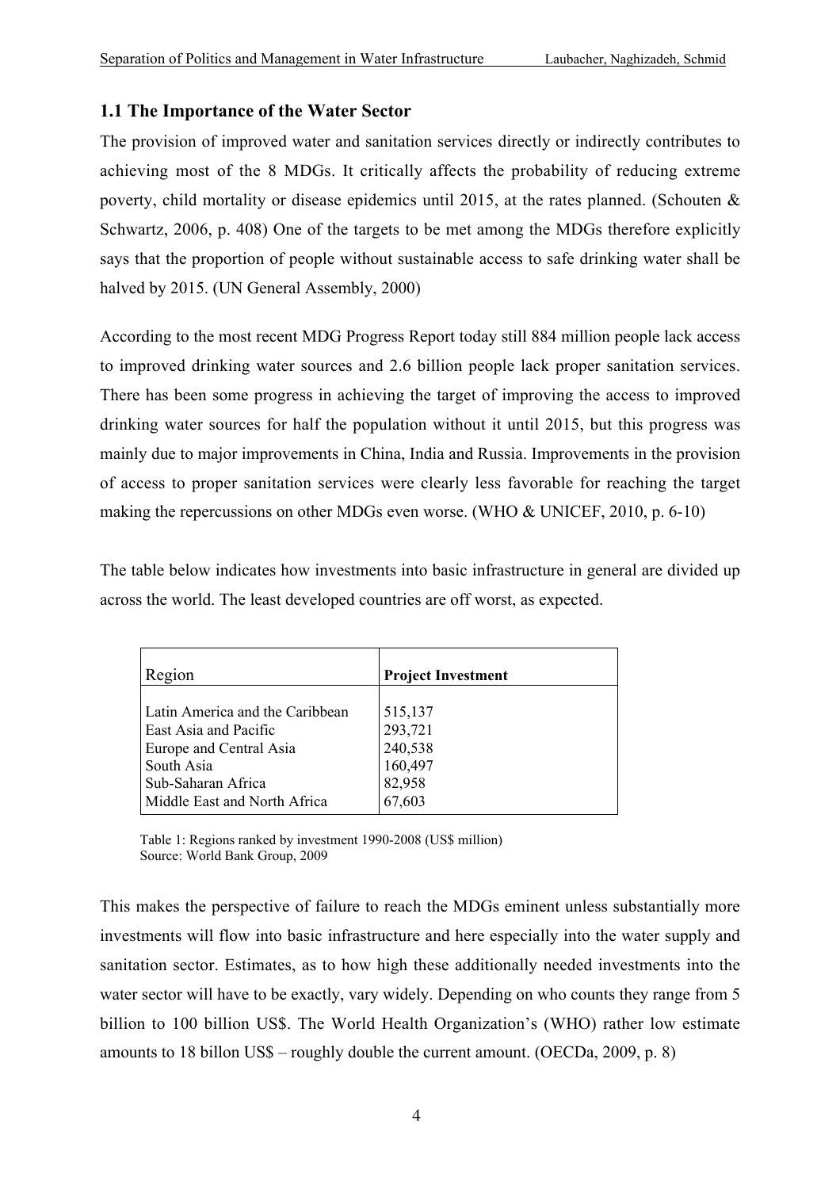## 1.1 The Importance of the Water Sector

The provision of improved water and sanitation services directly or indirectly contributes to achieving most of the 8 MDGs. It critically affects the probability of reducing extreme poverty, child mortality or disease epidemics until 2015, at the rates planned. (Schouten & Schwartz, 2006, p. 408) One of the targets to be met among the MDGs therefore explicitly says that the proportion of people without sustainable access to safe drinking water shall be halved by 2015. (UN General Assembly, 2000)

According to the most recent MDG Progress Report today still 884 million people lack access to improved drinking water sources and 2.6 billion people lack proper sanitation services. There has been some progress in achieving the target of improving the access to improved drinking water sources for half the population without it until 2015, but this progress was mainly due to major improvements in China, India and Russia. Improvements in the provision of access to proper sanitation services were clearly less favorable for reaching the target making the repercussions on other MDGs even worse. (WHO & UNICEF, 2010, p. 6-10)

The table below indicates how investments into basic infrastructure in general are divided up across the world. The least developed countries are off worst, as expected.

| Region | **Project Investment** |
|---|---|
| Latin America and the Caribbean | 515,137 |
| East Asia and Pacific | 293,721 |
| Europe and Central Asia | 240,538 |
| South Asia | 160,497 |
| Sub-Saharan Africa | 82,958 |
| Middle East and North Africa | 67,603 |

Table 1: Regions ranked by investment 1990-2008 (US$ million)
Source: World Bank Group, 2009

This makes the perspective of failure to reach the MDGs eminent unless substantially more investments will flow into basic infrastructure and here especially into the water supply and sanitation sector. Estimates, as to how high these additionally needed investments into the water sector will have to be exactly, vary widely. Depending on who counts they range from 5 billion to 100 billion US$. The World Health Organization's (WHO) rather low estimate amounts to 18 billon US$ – roughly double the current amount. (OECDa, 2009, p. 8)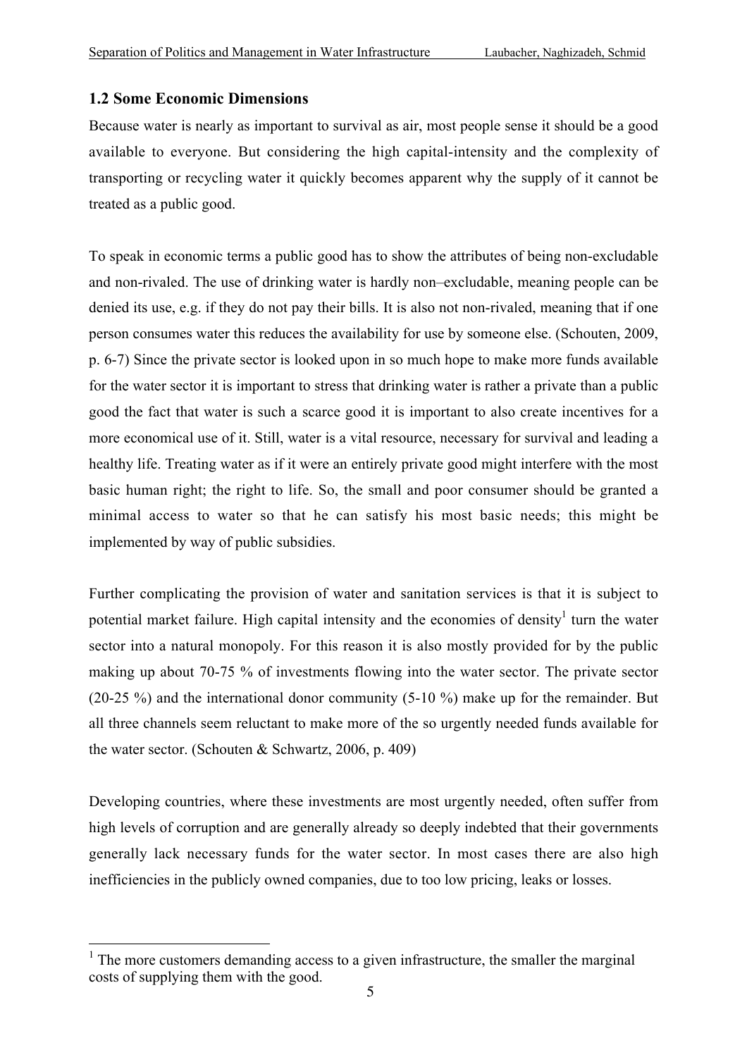## 1.2 Some Economic Dimensions

Because water is nearly as important to survival as air, most people sense it should be a good available to everyone. But considering the high capital-intensity and the complexity of transporting or recycling water it quickly becomes apparent why the supply of it cannot be treated as a public good.

To speak in economic terms a public good has to show the attributes of being non-excludable and non-rivaled. The use of drinking water is hardly non–excludable, meaning people can be denied its use, e.g. if they do not pay their bills. It is also not non-rivaled, meaning that if one person consumes water this reduces the availability for use by someone else. (Schouten, 2009, p. 6-7) Since the private sector is looked upon in so much hope to make more funds available for the water sector it is important to stress that drinking water is rather a private than a public good the fact that water is such a scarce good it is important to also create incentives for a more economical use of it. Still, water is a vital resource, necessary for survival and leading a healthy life. Treating water as if it were an entirely private good might interfere with the most basic human right; the right to life. So, the small and poor consumer should be granted a minimal access to water so that he can satisfy his most basic needs; this might be implemented by way of public subsidies.

Further complicating the provision of water and sanitation services is that it is subject to potential market failure. High capital intensity and the economies of density[1] turn the water sector into a natural monopoly. For this reason it is also mostly provided for by the public making up about 70-75 % of investments flowing into the water sector. The private sector (20-25 %) and the international donor community (5-10 %) make up for the remainder. But all three channels seem reluctant to make more of the so urgently needed funds available for the water sector. (Schouten & Schwartz, 2006, p. 409)

Developing countries, where these investments are most urgently needed, often suffer from high levels of corruption and are generally already so deeply indebted that their governments generally lack necessary funds for the water sector. In most cases there are also high inefficiencies in the publicly owned companies, due to too low pricing, leaks or losses.

[1] The more customers demanding access to a given infrastructure, the smaller the marginal costs of supplying them with the good.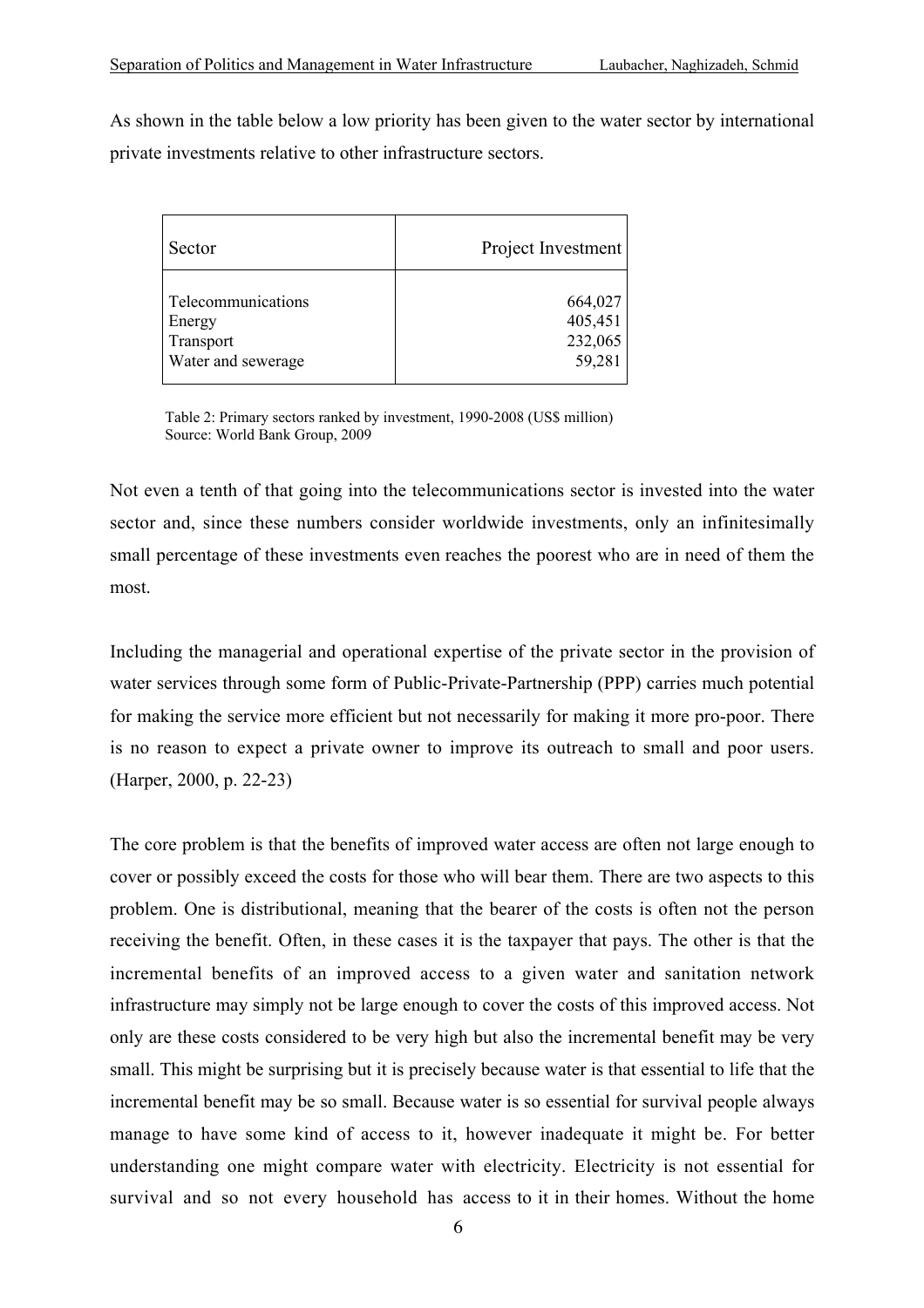As shown in the table below a low priority has been given to the water sector by international private investments relative to other infrastructure sectors.

| Sector | Project Investment |
|---|---:|
| Telecommunications | 664,027 |
| Energy | 405,451 |
| Transport | 232,065 |
| Water and sewerage | 59,281 |

Table 2: Primary sectors ranked by investment, 1990-2008 (US$ million)
Source: World Bank Group, 2009

Not even a tenth of that going into the telecommunications sector is invested into the water sector and, since these numbers consider worldwide investments, only an infinitesimally small percentage of these investments even reaches the poorest who are in need of them the most.

Including the managerial and operational expertise of the private sector in the provision of water services through some form of Public-Private-Partnership (PPP) carries much potential for making the service more efficient but not necessarily for making it more pro-poor. There is no reason to expect a private owner to improve its outreach to small and poor users. (Harper, 2000, p. 22-23)

The core problem is that the benefits of improved water access are often not large enough to cover or possibly exceed the costs for those who will bear them. There are two aspects to this problem. One is distributional, meaning that the bearer of the costs is often not the person receiving the benefit. Often, in these cases it is the taxpayer that pays. The other is that the incremental benefits of an improved access to a given water and sanitation network infrastructure may simply not be large enough to cover the costs of this improved access. Not only are these costs considered to be very high but also the incremental benefit may be very small. This might be surprising but it is precisely because water is that essential to life that the incremental benefit may be so small. Because water is so essential for survival people always manage to have some kind of access to it, however inadequate it might be. For better understanding one might compare water with electricity. Electricity is not essential for survival and so not every household has access to it in their homes. Without the home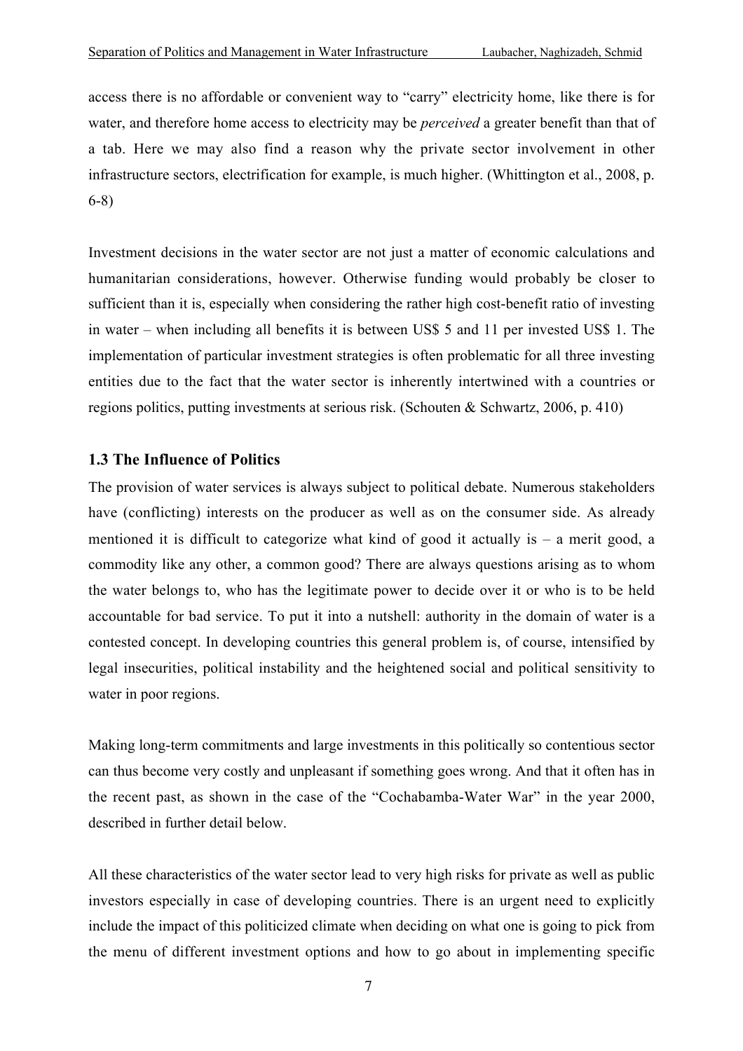access there is no affordable or convenient way to “carry” electricity home, like there is for water, and therefore home access to electricity may be *perceived* a greater benefit than that of a tab. Here we may also find a reason why the private sector involvement in other infrastructure sectors, electrification for example, is much higher. (Whittington et al., 2008, p. 6-8)

Investment decisions in the water sector are not just a matter of economic calculations and humanitarian considerations, however. Otherwise funding would probably be closer to sufficient than it is, especially when considering the rather high cost-benefit ratio of investing in water – when including all benefits it is between US$ 5 and 11 per invested US$ 1. The implementation of particular investment strategies is often problematic for all three investing entities due to the fact that the water sector is inherently intertwined with a countries or regions politics, putting investments at serious risk. (Schouten & Schwartz, 2006, p. 410)

### 1.3 The Influence of Politics

The provision of water services is always subject to political debate. Numerous stakeholders have (conflicting) interests on the producer as well as on the consumer side. As already mentioned it is difficult to categorize what kind of good it actually is – a merit good, a commodity like any other, a common good? There are always questions arising as to whom the water belongs to, who has the legitimate power to decide over it or who is to be held accountable for bad service. To put it into a nutshell: authority in the domain of water is a contested concept. In developing countries this general problem is, of course, intensified by legal insecurities, political instability and the heightened social and political sensitivity to water in poor regions.

Making long-term commitments and large investments in this politically so contentious sector can thus become very costly and unpleasant if something goes wrong. And that it often has in the recent past, as shown in the case of the “Cochabamba-Water War” in the year 2000, described in further detail below.

All these characteristics of the water sector lead to very high risks for private as well as public investors especially in case of developing countries. There is an urgent need to explicitly include the impact of this politicized climate when deciding on what one is going to pick from the menu of different investment options and how to go about in implementing specific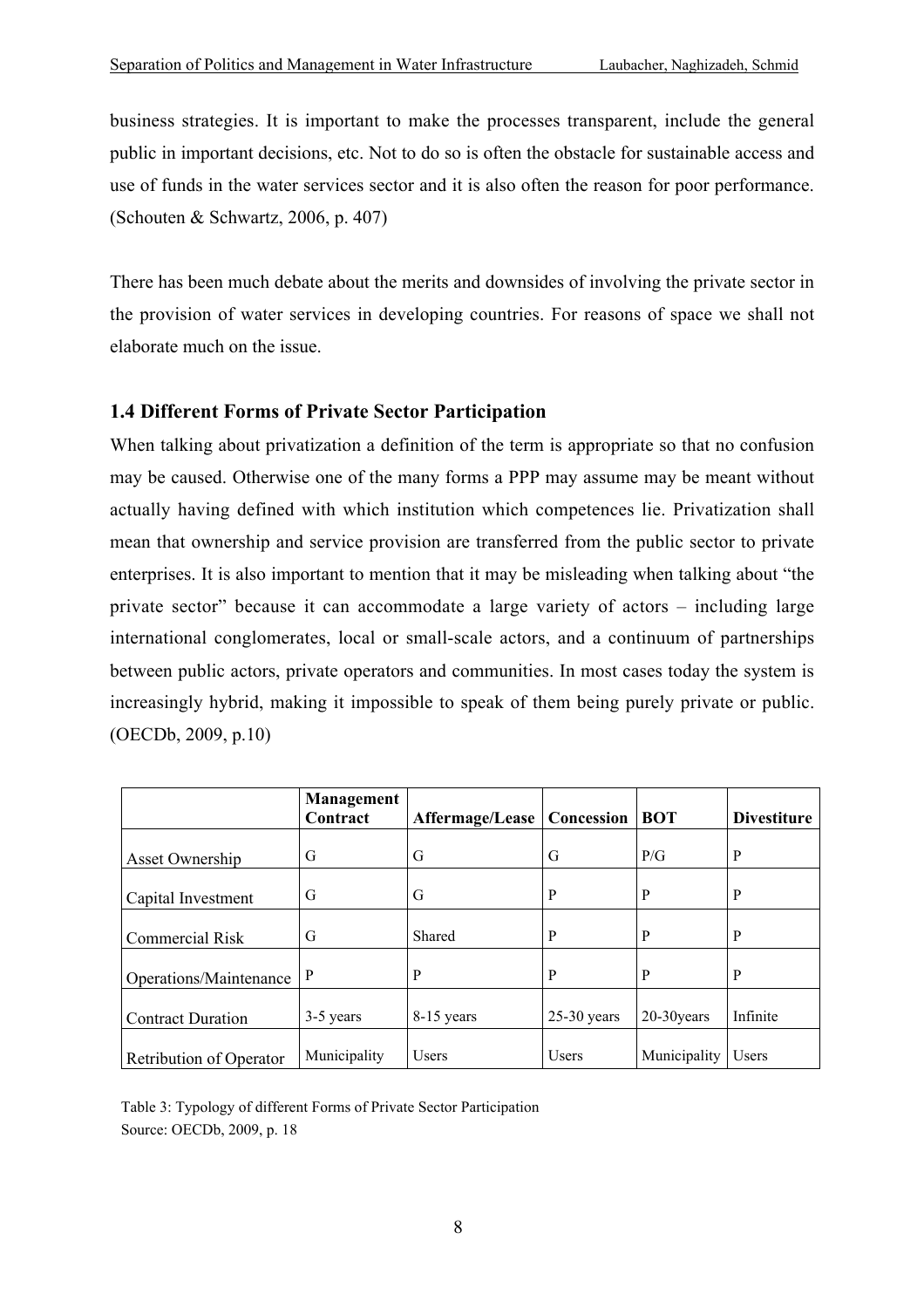business strategies. It is important to make the processes transparent, include the general public in important decisions, etc. Not to do so is often the obstacle for sustainable access and use of funds in the water services sector and it is also often the reason for poor performance. (Schouten & Schwartz, 2006, p. 407)

There has been much debate about the merits and downsides of involving the private sector in the provision of water services in developing countries. For reasons of space we shall not elaborate much on the issue.

### 1.4 Different Forms of Private Sector Participation

When talking about privatization a definition of the term is appropriate so that no confusion may be caused. Otherwise one of the many forms a PPP may assume may be meant without actually having defined with which institution which competences lie. Privatization shall mean that ownership and service provision are transferred from the public sector to private enterprises. It is also important to mention that it may be misleading when talking about "the private sector" because it can accommodate a large variety of actors – including large international conglomerates, local or small-scale actors, and a continuum of partnerships between public actors, private operators and communities. In most cases today the system is increasingly hybrid, making it impossible to speak of them being purely private or public. (OECDb, 2009, p.10)

| | **Management Contract** | **Affermage/Lease** | **Concession** | **BOT** | **Divestiture** |
|---|---|---|---|---|---|
| Asset Ownership | G | G | G | P/G | P |
| Capital Investment | G | G | P | P | P |
| Commercial Risk | G | Shared | P | P | P |
| Operations/Maintenance | P | P | P | P | P |
| Contract Duration | 3-5 years | 8-15 years | 25-30 years | 20-30years | Infinite |
| Retribution of Operator | Municipality | Users | Users | Municipality | Users |

Table 3: Typology of different Forms of Private Sector Participation
Source: OECDb, 2009, p. 18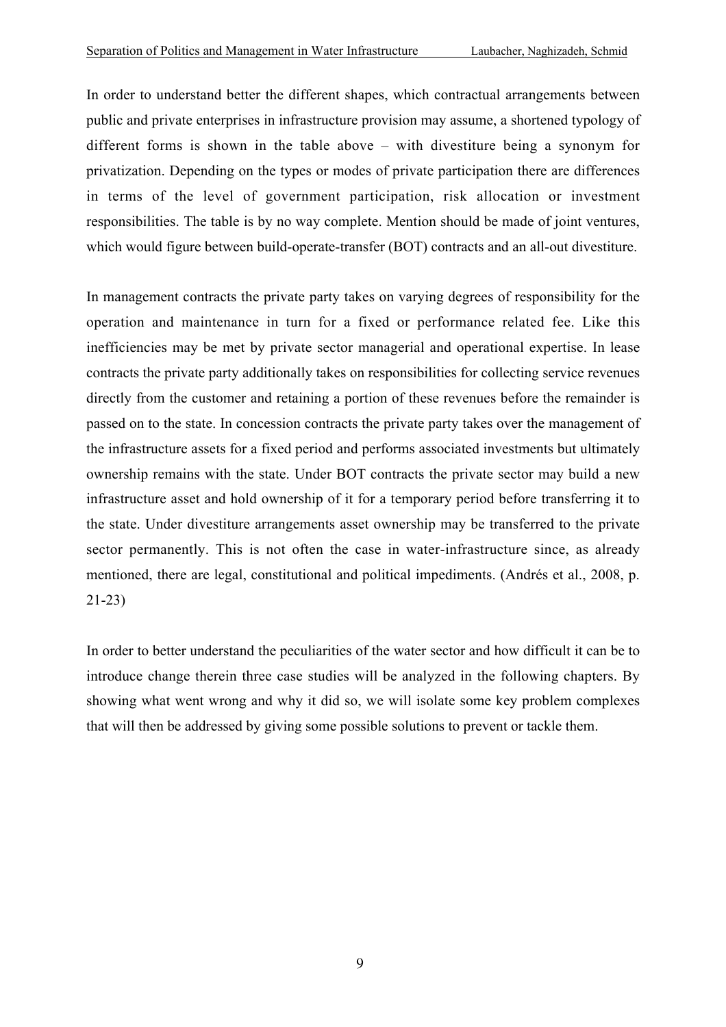In order to understand better the different shapes, which contractual arrangements between public and private enterprises in infrastructure provision may assume, a shortened typology of different forms is shown in the table above – with divestiture being a synonym for privatization. Depending on the types or modes of private participation there are differences in terms of the level of government participation, risk allocation or investment responsibilities. The table is by no way complete. Mention should be made of joint ventures, which would figure between build-operate-transfer (BOT) contracts and an all-out divestiture.

In management contracts the private party takes on varying degrees of responsibility for the operation and maintenance in turn for a fixed or performance related fee. Like this inefficiencies may be met by private sector managerial and operational expertise. In lease contracts the private party additionally takes on responsibilities for collecting service revenues directly from the customer and retaining a portion of these revenues before the remainder is passed on to the state. In concession contracts the private party takes over the management of the infrastructure assets for a fixed period and performs associated investments but ultimately ownership remains with the state. Under BOT contracts the private sector may build a new infrastructure asset and hold ownership of it for a temporary period before transferring it to the state. Under divestiture arrangements asset ownership may be transferred to the private sector permanently. This is not often the case in water-infrastructure since, as already mentioned, there are legal, constitutional and political impediments. (Andrés et al., 2008, p. 21-23)

In order to better understand the peculiarities of the water sector and how difficult it can be to introduce change therein three case studies will be analyzed in the following chapters. By showing what went wrong and why it did so, we will isolate some key problem complexes that will then be addressed by giving some possible solutions to prevent or tackle them.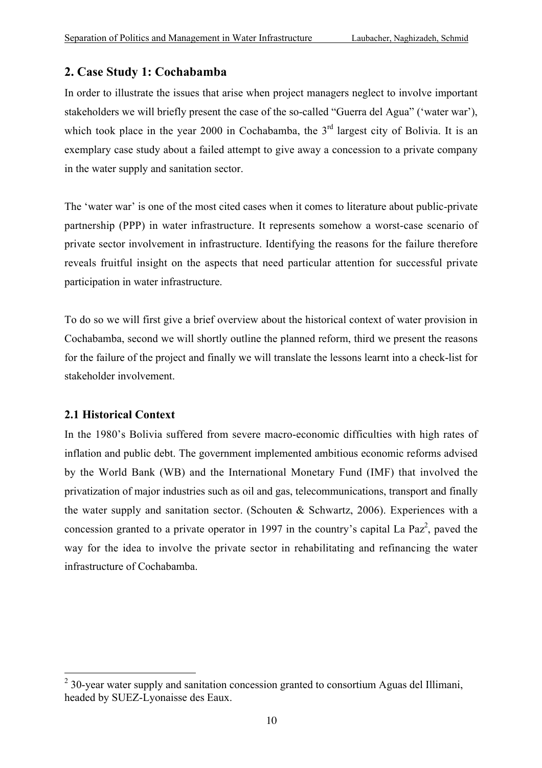## 2. Case Study 1: Cochabamba

In order to illustrate the issues that arise when project managers neglect to involve important stakeholders we will briefly present the case of the so-called "Guerra del Agua" ('water war'), which took place in the year 2000 in Cochabamba, the 3rd largest city of Bolivia. It is an exemplary case study about a failed attempt to give away a concession to a private company in the water supply and sanitation sector.

The 'water war' is one of the most cited cases when it comes to literature about public-private partnership (PPP) in water infrastructure. It represents somehow a worst-case scenario of private sector involvement in infrastructure. Identifying the reasons for the failure therefore reveals fruitful insight on the aspects that need particular attention for successful private participation in water infrastructure.

To do so we will first give a brief overview about the historical context of water provision in Cochabamba, second we will shortly outline the planned reform, third we present the reasons for the failure of the project and finally we will translate the lessons learnt into a check-list for stakeholder involvement.

### 2.1 Historical Context

In the 1980's Bolivia suffered from severe macro-economic difficulties with high rates of inflation and public debt. The government implemented ambitious economic reforms advised by the World Bank (WB) and the International Monetary Fund (IMF) that involved the privatization of major industries such as oil and gas, telecommunications, transport and finally the water supply and sanitation sector. (Schouten & Schwartz, 2006). Experiences with a concession granted to a private operator in 1997 in the country's capital La Paz[2], paved the way for the idea to involve the private sector in rehabilitating and refinancing the water infrastructure of Cochabamba.

[2] 30-year water supply and sanitation concession granted to consortium Aguas del Illimani, headed by SUEZ-Lyonaisse des Eaux.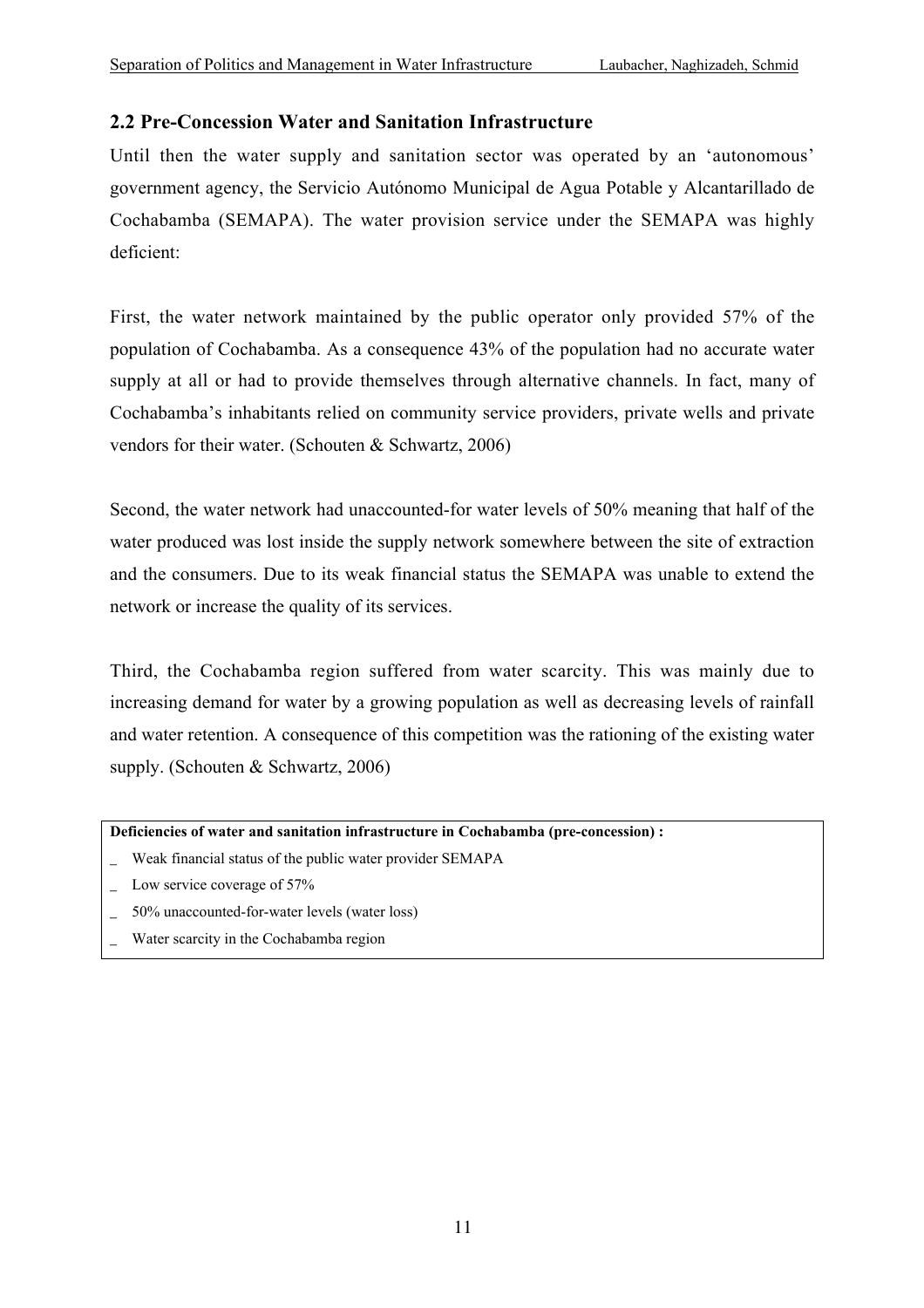## 2.2 Pre-Concession Water and Sanitation Infrastructure

Until then the water supply and sanitation sector was operated by an 'autonomous' government agency, the Servicio Autónomo Municipal de Agua Potable y Alcantarillado de Cochabamba (SEMAPA). The water provision service under the SEMAPA was highly deficient:

First, the water network maintained by the public operator only provided 57% of the population of Cochabamba. As a consequence 43% of the population had no accurate water supply at all or had to provide themselves through alternative channels. In fact, many of Cochabamba's inhabitants relied on community service providers, private wells and private vendors for their water. (Schouten & Schwartz, 2006)

Second, the water network had unaccounted-for water levels of 50% meaning that half of the water produced was lost inside the supply network somewhere between the site of extraction and the consumers. Due to its weak financial status the SEMAPA was unable to extend the network or increase the quality of its services.

Third, the Cochabamba region suffered from water scarcity. This was mainly due to increasing demand for water by a growing population as well as decreasing levels of rainfall and water retention. A consequence of this competition was the rationing of the existing water supply. (Schouten & Schwartz, 2006)

**Deficiencies of water and sanitation infrastructure in Cochabamba (pre-concession) :**

- Weak financial status of the public water provider SEMAPA
- Low service coverage of 57%
- 50% unaccounted-for-water levels (water loss)
- Water scarcity in the Cochabamba region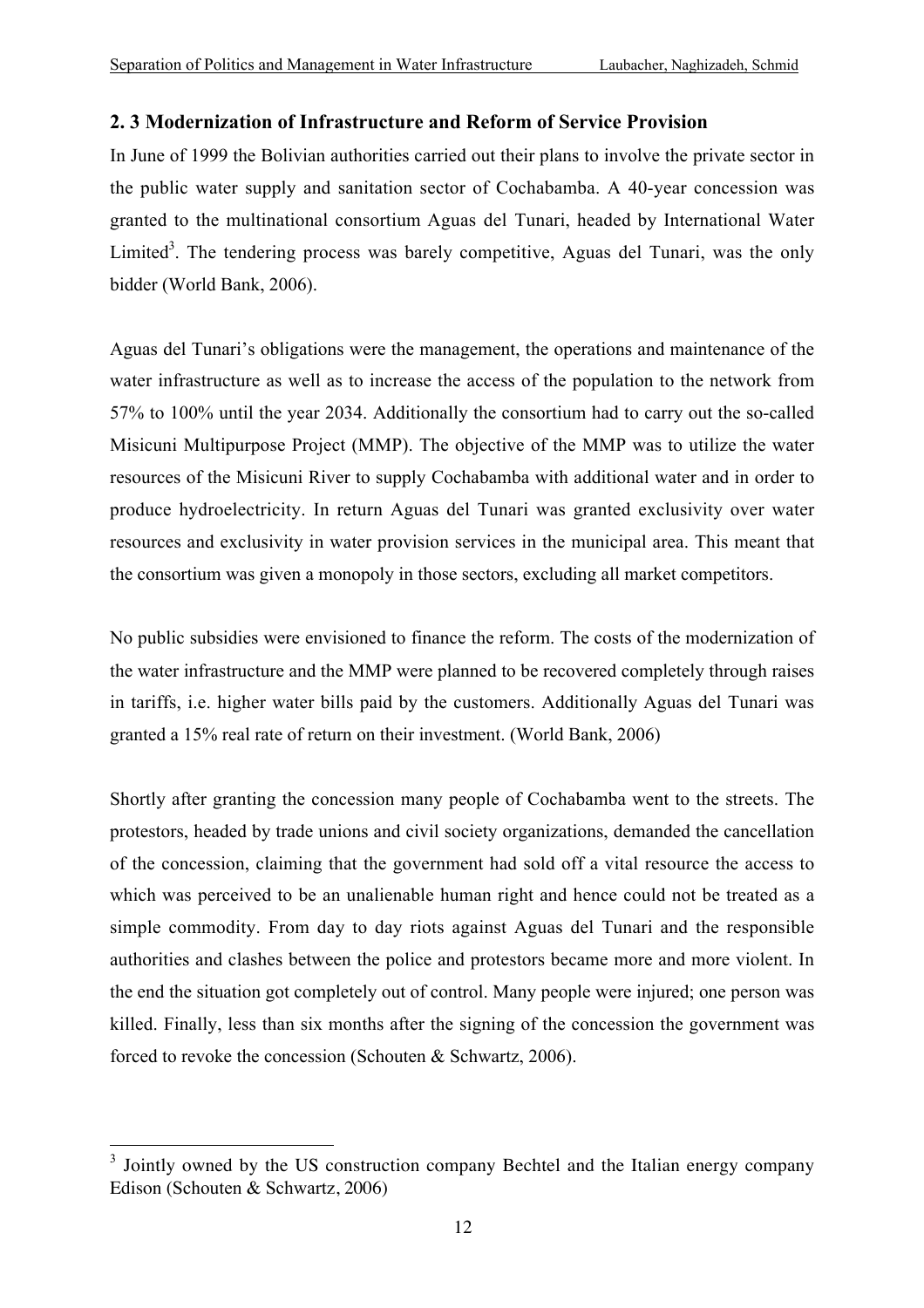## 2. 3 Modernization of Infrastructure and Reform of Service Provision

In June of 1999 the Bolivian authorities carried out their plans to involve the private sector in the public water supply and sanitation sector of Cochabamba. A 40-year concession was granted to the multinational consortium Aguas del Tunari, headed by International Water Limited[3]. The tendering process was barely competitive, Aguas del Tunari, was the only bidder (World Bank, 2006).

Aguas del Tunari's obligations were the management, the operations and maintenance of the water infrastructure as well as to increase the access of the population to the network from 57% to 100% until the year 2034. Additionally the consortium had to carry out the so-called Misicuni Multipurpose Project (MMP). The objective of the MMP was to utilize the water resources of the Misicuni River to supply Cochabamba with additional water and in order to produce hydroelectricity. In return Aguas del Tunari was granted exclusivity over water resources and exclusivity in water provision services in the municipal area. This meant that the consortium was given a monopoly in those sectors, excluding all market competitors.

No public subsidies were envisioned to finance the reform. The costs of the modernization of the water infrastructure and the MMP were planned to be recovered completely through raises in tariffs, i.e. higher water bills paid by the customers. Additionally Aguas del Tunari was granted a 15% real rate of return on their investment. (World Bank, 2006)

Shortly after granting the concession many people of Cochabamba went to the streets. The protestors, headed by trade unions and civil society organizations, demanded the cancellation of the concession, claiming that the government had sold off a vital resource the access to which was perceived to be an unalienable human right and hence could not be treated as a simple commodity. From day to day riots against Aguas del Tunari and the responsible authorities and clashes between the police and protestors became more and more violent. In the end the situation got completely out of control. Many people were injured; one person was killed. Finally, less than six months after the signing of the concession the government was forced to revoke the concession (Schouten & Schwartz, 2006).

---

[3] Jointly owned by the US construction company Bechtel and the Italian energy company Edison (Schouten & Schwartz, 2006)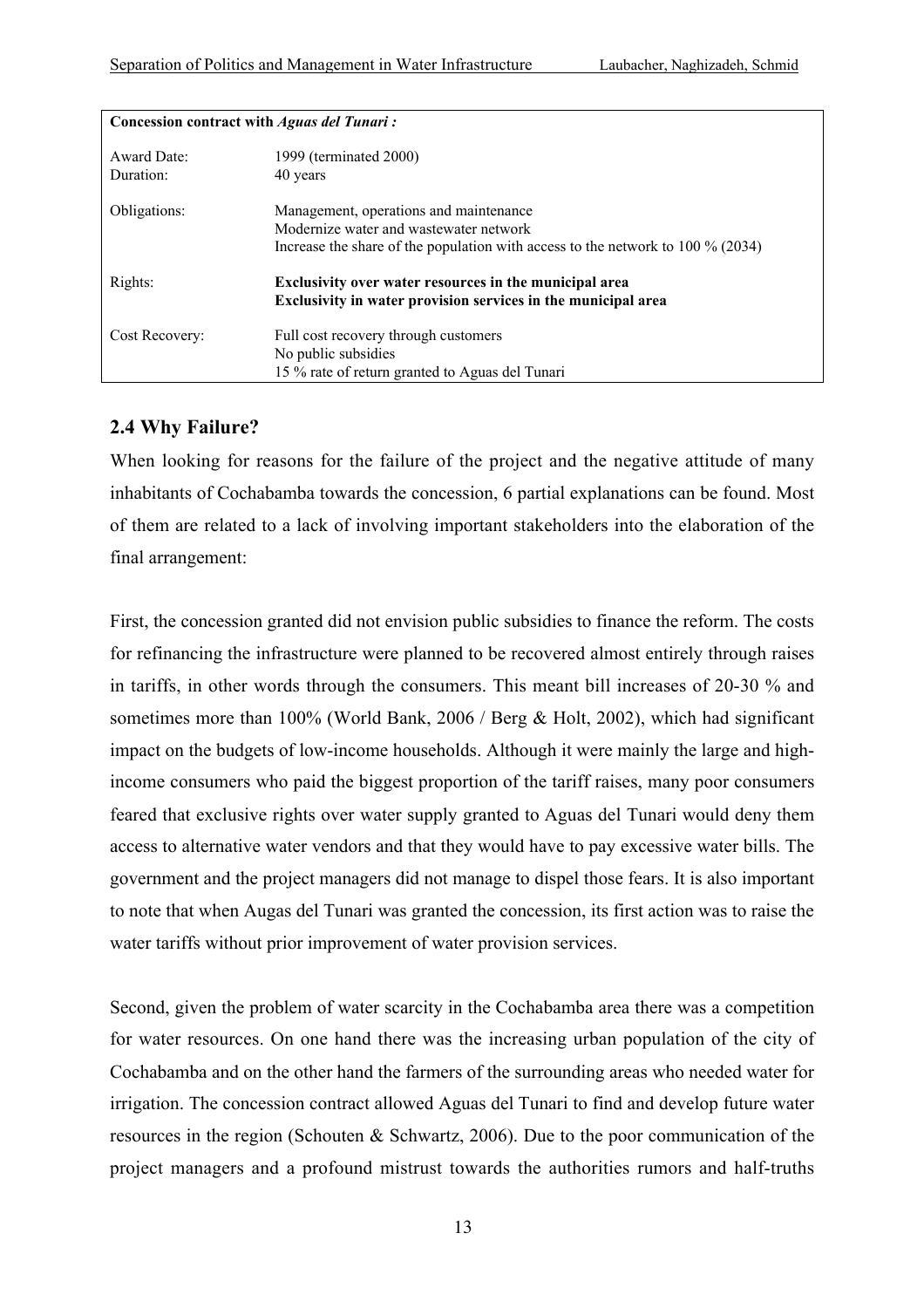| **Concession contract with *Aguas del Tunari* :** | |
|---|---|
| Award Date: | 1999 (terminated 2000) |
| Duration: | 40 years |
| Obligations: | Management, operations and maintenance<br>Modernize water and wastewater network<br>Increase the share of the population with access to the network to 100 % (2034) |
| Rights: | **Exclusivity over water resources in the municipal area**<br>**Exclusivity in water provision services in the municipal area** |
| Cost Recovery: | Full cost recovery through customers<br>No public subsidies<br>15 % rate of return granted to Aguas del Tunari |

## 2.4 Why Failure?

When looking for reasons for the failure of the project and the negative attitude of many inhabitants of Cochabamba towards the concession, 6 partial explanations can be found. Most of them are related to a lack of involving important stakeholders into the elaboration of the final arrangement:

First, the concession granted did not envision public subsidies to finance the reform. The costs for refinancing the infrastructure were planned to be recovered almost entirely through raises in tariffs, in other words through the consumers. This meant bill increases of 20-30 % and sometimes more than 100% (World Bank, 2006 / Berg & Holt, 2002), which had significant impact on the budgets of low-income households. Although it were mainly the large and high-income consumers who paid the biggest proportion of the tariff raises, many poor consumers feared that exclusive rights over water supply granted to Aguas del Tunari would deny them access to alternative water vendors and that they would have to pay excessive water bills. The government and the project managers did not manage to dispel those fears. It is also important to note that when Augas del Tunari was granted the concession, its first action was to raise the water tariffs without prior improvement of water provision services.

Second, given the problem of water scarcity in the Cochabamba area there was a competition for water resources. On one hand there was the increasing urban population of the city of Cochabamba and on the other hand the farmers of the surrounding areas who needed water for irrigation. The concession contract allowed Aguas del Tunari to find and develop future water resources in the region (Schouten & Schwartz, 2006). Due to the poor communication of the project managers and a profound mistrust towards the authorities rumors and half-truths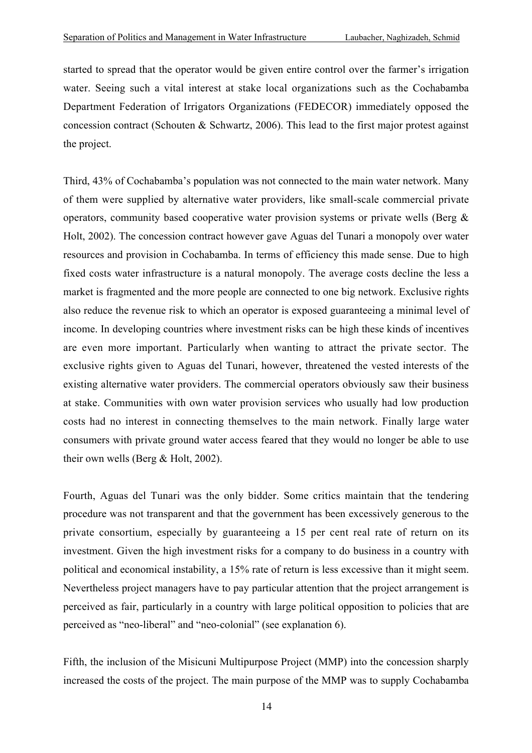started to spread that the operator would be given entire control over the farmer's irrigation water. Seeing such a vital interest at stake local organizations such as the Cochabamba Department Federation of Irrigators Organizations (FEDECOR) immediately opposed the concession contract (Schouten & Schwartz, 2006). This lead to the first major protest against the project.

Third, 43% of Cochabamba's population was not connected to the main water network. Many of them were supplied by alternative water providers, like small-scale commercial private operators, community based cooperative water provision systems or private wells (Berg & Holt, 2002). The concession contract however gave Aguas del Tunari a monopoly over water resources and provision in Cochabamba. In terms of efficiency this made sense. Due to high fixed costs water infrastructure is a natural monopoly. The average costs decline the less a market is fragmented and the more people are connected to one big network. Exclusive rights also reduce the revenue risk to which an operator is exposed guaranteeing a minimal level of income. In developing countries where investment risks can be high these kinds of incentives are even more important. Particularly when wanting to attract the private sector. The exclusive rights given to Aguas del Tunari, however, threatened the vested interests of the existing alternative water providers. The commercial operators obviously saw their business at stake. Communities with own water provision services who usually had low production costs had no interest in connecting themselves to the main network. Finally large water consumers with private ground water access feared that they would no longer be able to use their own wells (Berg & Holt, 2002).

Fourth, Aguas del Tunari was the only bidder. Some critics maintain that the tendering procedure was not transparent and that the government has been excessively generous to the private consortium, especially by guaranteeing a 15 per cent real rate of return on its investment. Given the high investment risks for a company to do business in a country with political and economical instability, a 15% rate of return is less excessive than it might seem. Nevertheless project managers have to pay particular attention that the project arrangement is perceived as fair, particularly in a country with large political opposition to policies that are perceived as "neo-liberal" and "neo-colonial" (see explanation 6).

Fifth, the inclusion of the Misicuni Multipurpose Project (MMP) into the concession sharply increased the costs of the project. The main purpose of the MMP was to supply Cochabamba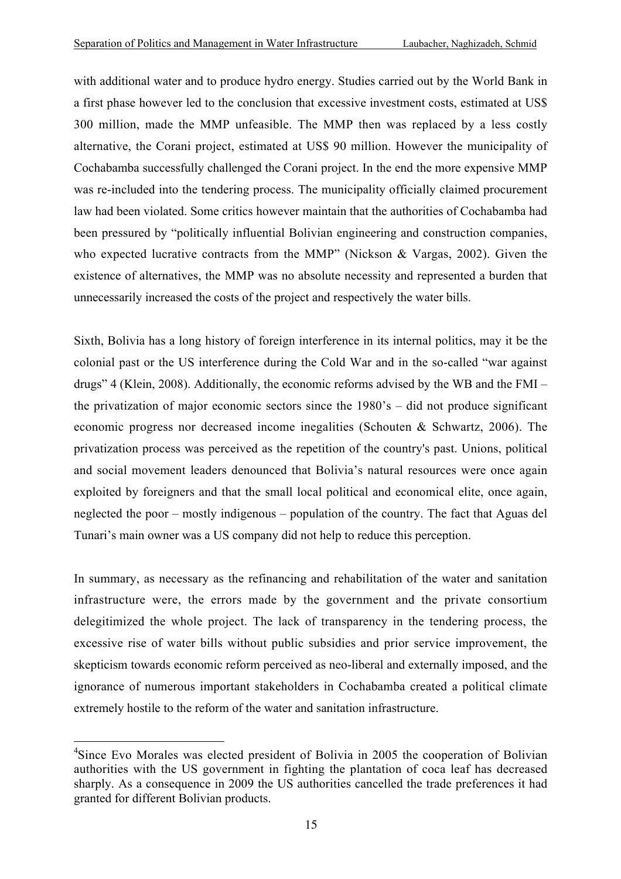with additional water and to produce hydro energy. Studies carried out by the World Bank in a first phase however led to the conclusion that excessive investment costs, estimated at US$ 300 million, made the MMP unfeasible. The MMP then was replaced by a less costly alternative, the Corani project, estimated at US$ 90 million. However the municipality of Cochabamba successfully challenged the Corani project. In the end the more expensive MMP was re-included into the tendering process. The municipality officially claimed procurement law had been violated. Some critics however maintain that the authorities of Cochabamba had been pressured by "politically influential Bolivian engineering and construction companies, who expected lucrative contracts from the MMP" (Nickson & Vargas, 2002). Given the existence of alternatives, the MMP was no absolute necessity and represented a burden that unnecessarily increased the costs of the project and respectively the water bills.

Sixth, Bolivia has a long history of foreign interference in its internal politics, may it be the colonial past or the US interference during the Cold War and in the so-called "war against drugs" [4] (Klein, 2008). Additionally, the economic reforms advised by the WB and the FMI – the privatization of major economic sectors since the 1980's – did not produce significant economic progress nor decreased income inegalities (Schouten & Schwartz, 2006). The privatization process was perceived as the repetition of the country's past. Unions, political and social movement leaders denounced that Bolivia's natural resources were once again exploited by foreigners and that the small local political and economical elite, once again, neglected the poor – mostly indigenous – population of the country. The fact that Aguas del Tunari's main owner was a US company did not help to reduce this perception.

In summary, as necessary as the refinancing and rehabilitation of the water and sanitation infrastructure were, the errors made by the government and the private consortium delegitimized the whole project. The lack of transparency in the tendering process, the excessive rise of water bills without public subsidies and prior service improvement, the skepticism towards economic reform perceived as neo-liberal and externally imposed, and the ignorance of numerous important stakeholders in Cochabamba created a political climate extremely hostile to the reform of the water and sanitation infrastructure.

---

[4] Since Evo Morales was elected president of Bolivia in 2005 the cooperation of Bolivian authorities with the US government in fighting the plantation of coca leaf has decreased sharply. As a consequence in 2009 the US authorities cancelled the trade preferences it had granted for different Bolivian products.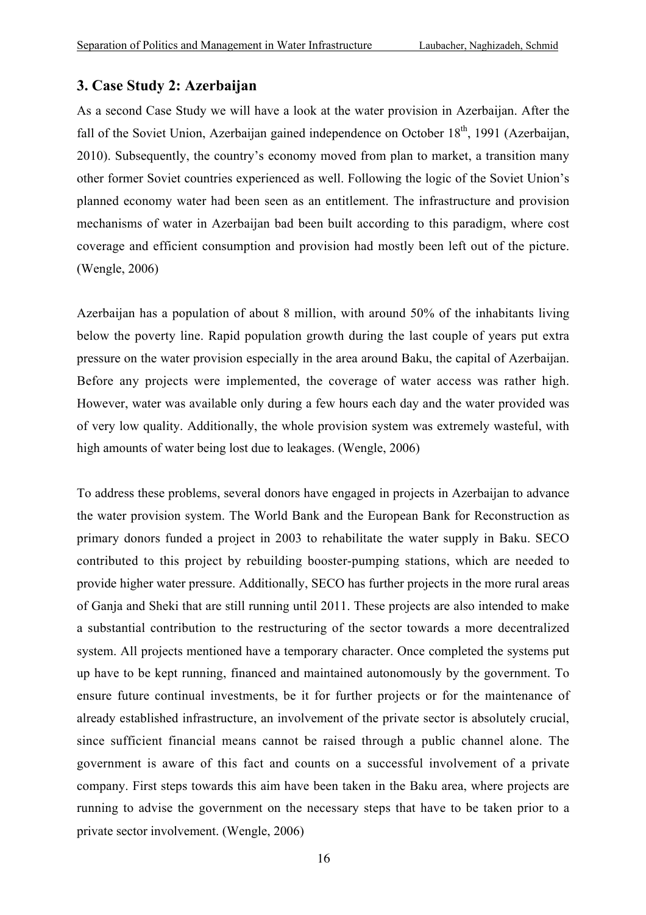## 3. Case Study 2: Azerbaijan

As a second Case Study we will have a look at the water provision in Azerbaijan. After the fall of the Soviet Union, Azerbaijan gained independence on October 18th, 1991 (Azerbaijan, 2010). Subsequently, the country's economy moved from plan to market, a transition many other former Soviet countries experienced as well. Following the logic of the Soviet Union's planned economy water had been seen as an entitlement. The infrastructure and provision mechanisms of water in Azerbaijan bad been built according to this paradigm, where cost coverage and efficient consumption and provision had mostly been left out of the picture. (Wengle, 2006)

Azerbaijan has a population of about 8 million, with around 50% of the inhabitants living below the poverty line. Rapid population growth during the last couple of years put extra pressure on the water provision especially in the area around Baku, the capital of Azerbaijan. Before any projects were implemented, the coverage of water access was rather high. However, water was available only during a few hours each day and the water provided was of very low quality. Additionally, the whole provision system was extremely wasteful, with high amounts of water being lost due to leakages. (Wengle, 2006)

To address these problems, several donors have engaged in projects in Azerbaijan to advance the water provision system. The World Bank and the European Bank for Reconstruction as primary donors funded a project in 2003 to rehabilitate the water supply in Baku. SECO contributed to this project by rebuilding booster-pumping stations, which are needed to provide higher water pressure. Additionally, SECO has further projects in the more rural areas of Ganja and Sheki that are still running until 2011. These projects are also intended to make a substantial contribution to the restructuring of the sector towards a more decentralized system. All projects mentioned have a temporary character. Once completed the systems put up have to be kept running, financed and maintained autonomously by the government. To ensure future continual investments, be it for further projects or for the maintenance of already established infrastructure, an involvement of the private sector is absolutely crucial, since sufficient financial means cannot be raised through a public channel alone. The government is aware of this fact and counts on a successful involvement of a private company. First steps towards this aim have been taken in the Baku area, where projects are running to advise the government on the necessary steps that have to be taken prior to a private sector involvement. (Wengle, 2006)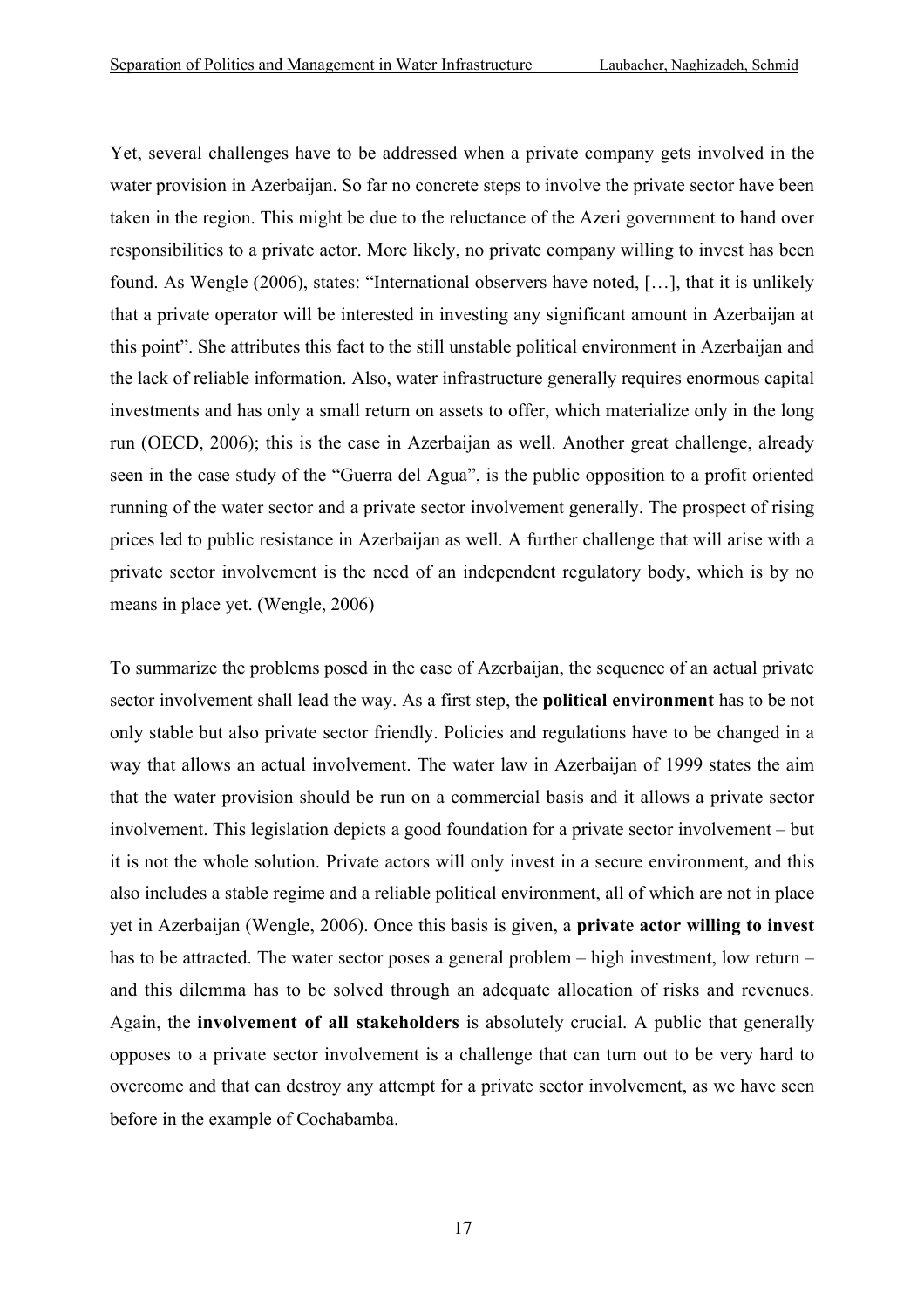Yet, several challenges have to be addressed when a private company gets involved in the water provision in Azerbaijan. So far no concrete steps to involve the private sector have been taken in the region. This might be due to the reluctance of the Azeri government to hand over responsibilities to a private actor. More likely, no private company willing to invest has been found. As Wengle (2006), states: “International observers have noted, […], that it is unlikely that a private operator will be interested in investing any significant amount in Azerbaijan at this point”. She attributes this fact to the still unstable political environment in Azerbaijan and the lack of reliable information. Also, water infrastructure generally requires enormous capital investments and has only a small return on assets to offer, which materialize only in the long run (OECD, 2006); this is the case in Azerbaijan as well. Another great challenge, already seen in the case study of the “Guerra del Agua”, is the public opposition to a profit oriented running of the water sector and a private sector involvement generally. The prospect of rising prices led to public resistance in Azerbaijan as well. A further challenge that will arise with a private sector involvement is the need of an independent regulatory body, which is by no means in place yet. (Wengle, 2006)

To summarize the problems posed in the case of Azerbaijan, the sequence of an actual private sector involvement shall lead the way. As a first step, the **political environment** has to be not only stable but also private sector friendly. Policies and regulations have to be changed in a way that allows an actual involvement. The water law in Azerbaijan of 1999 states the aim that the water provision should be run on a commercial basis and it allows a private sector involvement. This legislation depicts a good foundation for a private sector involvement – but it is not the whole solution. Private actors will only invest in a secure environment, and this also includes a stable regime and a reliable political environment, all of which are not in place yet in Azerbaijan (Wengle, 2006). Once this basis is given, a **private actor willing to invest** has to be attracted. The water sector poses a general problem – high investment, low return – and this dilemma has to be solved through an adequate allocation of risks and revenues. Again, the **involvement of all stakeholders** is absolutely crucial. A public that generally opposes to a private sector involvement is a challenge that can turn out to be very hard to overcome and that can destroy any attempt for a private sector involvement, as we have seen before in the example of Cochabamba.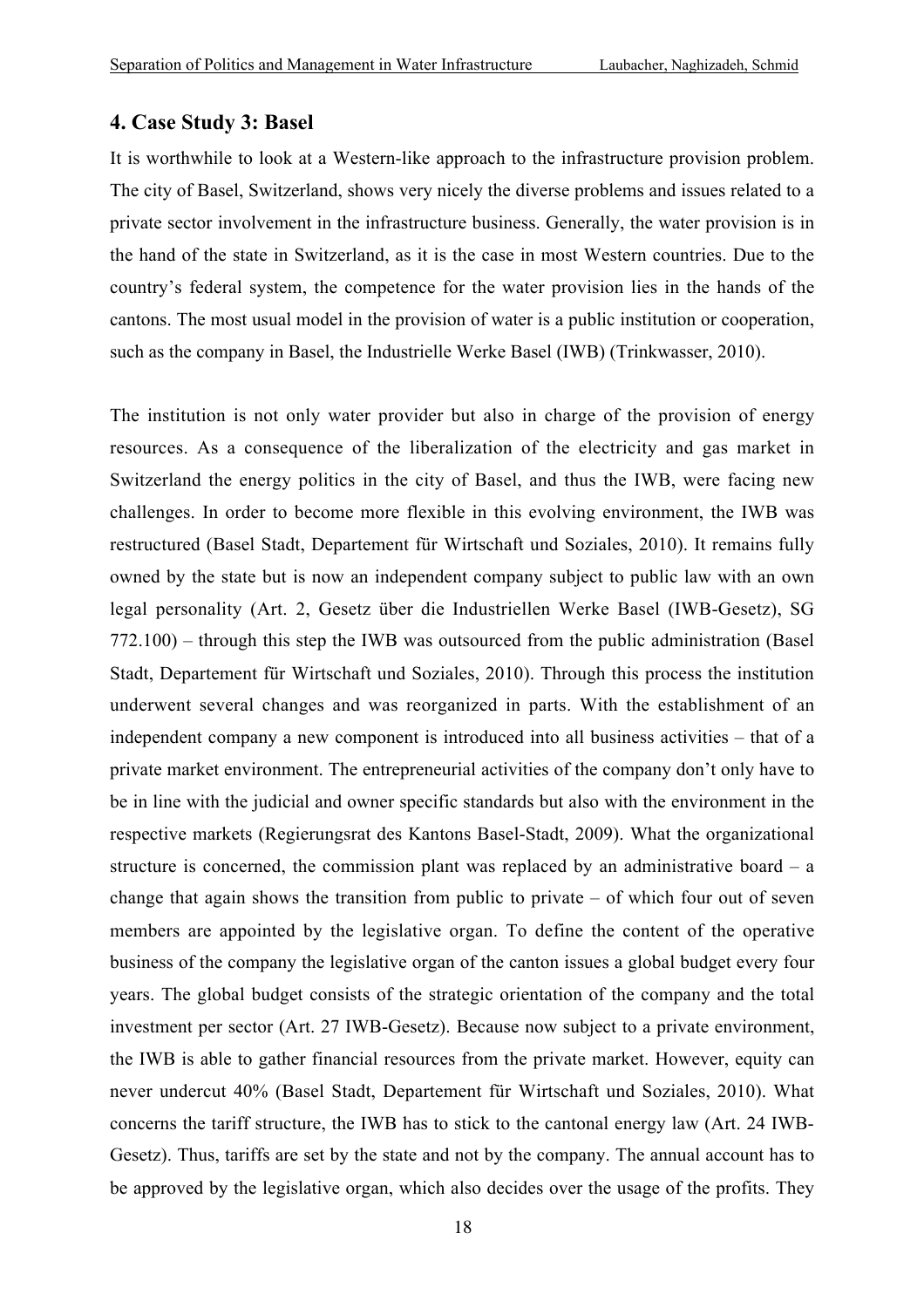## 4. Case Study 3: Basel

It is worthwhile to look at a Western-like approach to the infrastructure provision problem. The city of Basel, Switzerland, shows very nicely the diverse problems and issues related to a private sector involvement in the infrastructure business. Generally, the water provision is in the hand of the state in Switzerland, as it is the case in most Western countries. Due to the country's federal system, the competence for the water provision lies in the hands of the cantons. The most usual model in the provision of water is a public institution or cooperation, such as the company in Basel, the Industrielle Werke Basel (IWB) (Trinkwasser, 2010).

The institution is not only water provider but also in charge of the provision of energy resources. As a consequence of the liberalization of the electricity and gas market in Switzerland the energy politics in the city of Basel, and thus the IWB, were facing new challenges. In order to become more flexible in this evolving environment, the IWB was restructured (Basel Stadt, Departement für Wirtschaft und Soziales, 2010). It remains fully owned by the state but is now an independent company subject to public law with an own legal personality (Art. 2, Gesetz über die Industriellen Werke Basel (IWB-Gesetz), SG 772.100) – through this step the IWB was outsourced from the public administration (Basel Stadt, Departement für Wirtschaft und Soziales, 2010). Through this process the institution underwent several changes and was reorganized in parts. With the establishment of an independent company a new component is introduced into all business activities – that of a private market environment. The entrepreneurial activities of the company don't only have to be in line with the judicial and owner specific standards but also with the environment in the respective markets (Regierungsrat des Kantons Basel-Stadt, 2009). What the organizational structure is concerned, the commission plant was replaced by an administrative board – a change that again shows the transition from public to private – of which four out of seven members are appointed by the legislative organ. To define the content of the operative business of the company the legislative organ of the canton issues a global budget every four years. The global budget consists of the strategic orientation of the company and the total investment per sector (Art. 27 IWB-Gesetz). Because now subject to a private environment, the IWB is able to gather financial resources from the private market. However, equity can never undercut 40% (Basel Stadt, Departement für Wirtschaft und Soziales, 2010). What concerns the tariff structure, the IWB has to stick to the cantonal energy law (Art. 24 IWB-Gesetz). Thus, tariffs are set by the state and not by the company. The annual account has to be approved by the legislative organ, which also decides over the usage of the profits. They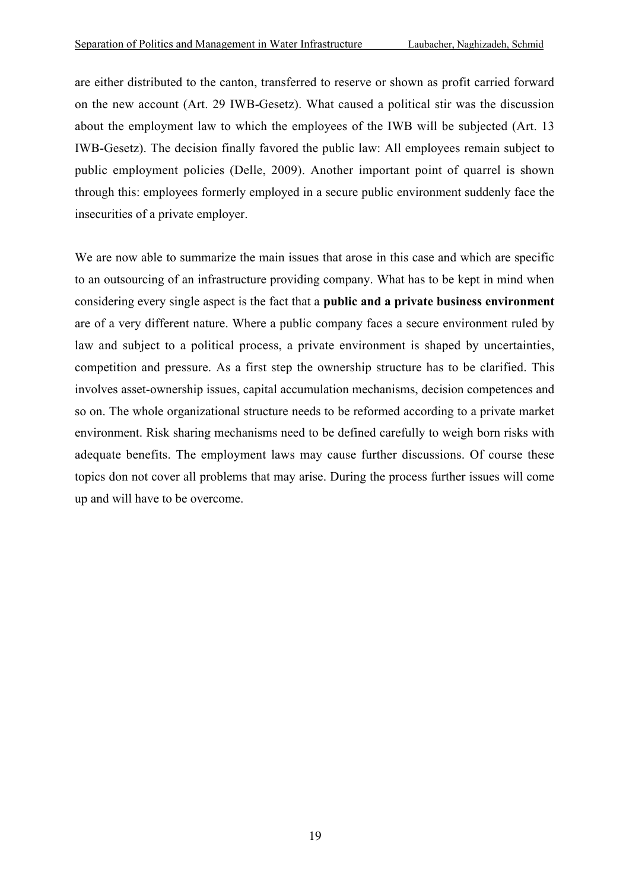are either distributed to the canton, transferred to reserve or shown as profit carried forward on the new account (Art. 29 IWB-Gesetz). What caused a political stir was the discussion about the employment law to which the employees of the IWB will be subjected (Art. 13 IWB-Gesetz). The decision finally favored the public law: All employees remain subject to public employment policies (Delle, 2009). Another important point of quarrel is shown through this: employees formerly employed in a secure public environment suddenly face the insecurities of a private employer.

We are now able to summarize the main issues that arose in this case and which are specific to an outsourcing of an infrastructure providing company. What has to be kept in mind when considering every single aspect is the fact that a **public and a private business environment** are of a very different nature. Where a public company faces a secure environment ruled by law and subject to a political process, a private environment is shaped by uncertainties, competition and pressure. As a first step the ownership structure has to be clarified. This involves asset-ownership issues, capital accumulation mechanisms, decision competences and so on. The whole organizational structure needs to be reformed according to a private market environment. Risk sharing mechanisms need to be defined carefully to weigh born risks with adequate benefits. The employment laws may cause further discussions. Of course these topics don not cover all problems that may arise. During the process further issues will come up and will have to be overcome.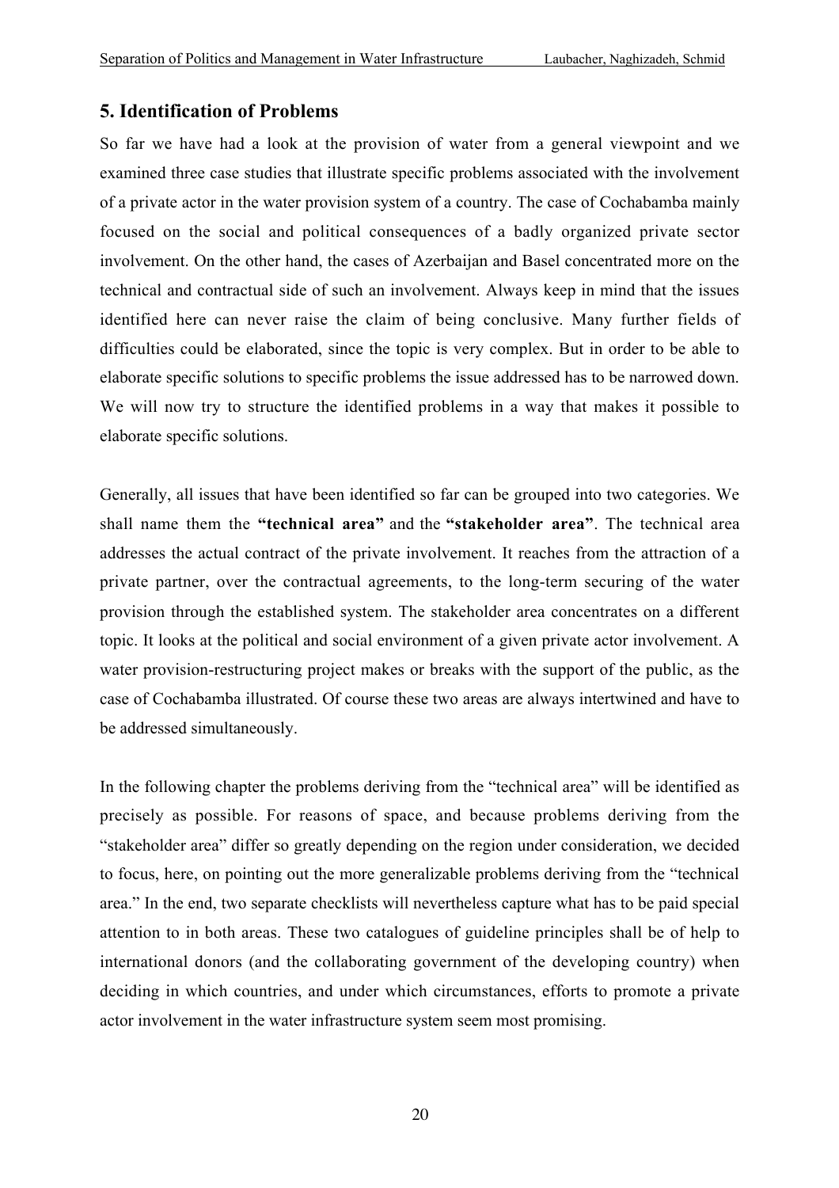## 5. Identification of Problems

So far we have had a look at the provision of water from a general viewpoint and we examined three case studies that illustrate specific problems associated with the involvement of a private actor in the water provision system of a country. The case of Cochabamba mainly focused on the social and political consequences of a badly organized private sector involvement. On the other hand, the cases of Azerbaijan and Basel concentrated more on the technical and contractual side of such an involvement. Always keep in mind that the issues identified here can never raise the claim of being conclusive. Many further fields of difficulties could be elaborated, since the topic is very complex. But in order to be able to elaborate specific solutions to specific problems the issue addressed has to be narrowed down. We will now try to structure the identified problems in a way that makes it possible to elaborate specific solutions.

Generally, all issues that have been identified so far can be grouped into two categories. We shall name them the **"technical area"** and the **"stakeholder area"**. The technical area addresses the actual contract of the private involvement. It reaches from the attraction of a private partner, over the contractual agreements, to the long-term securing of the water provision through the established system. The stakeholder area concentrates on a different topic. It looks at the political and social environment of a given private actor involvement. A water provision-restructuring project makes or breaks with the support of the public, as the case of Cochabamba illustrated. Of course these two areas are always intertwined and have to be addressed simultaneously.

In the following chapter the problems deriving from the "technical area" will be identified as precisely as possible. For reasons of space, and because problems deriving from the "stakeholder area" differ so greatly depending on the region under consideration, we decided to focus, here, on pointing out the more generalizable problems deriving from the "technical area." In the end, two separate checklists will nevertheless capture what has to be paid special attention to in both areas. These two catalogues of guideline principles shall be of help to international donors (and the collaborating government of the developing country) when deciding in which countries, and under which circumstances, efforts to promote a private actor involvement in the water infrastructure system seem most promising.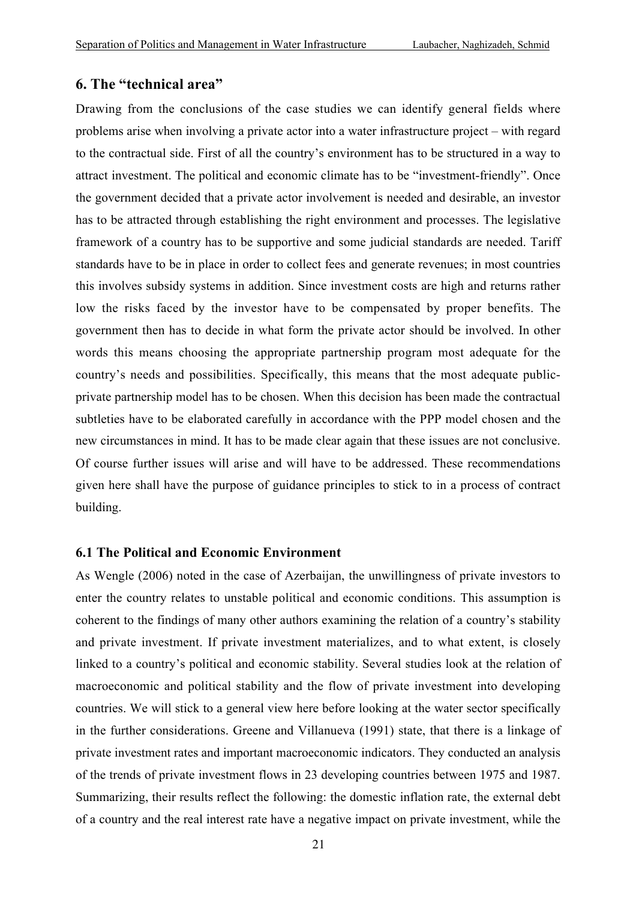## 6. The "technical area"

Drawing from the conclusions of the case studies we can identify general fields where problems arise when involving a private actor into a water infrastructure project – with regard to the contractual side. First of all the country's environment has to be structured in a way to attract investment. The political and economic climate has to be "investment-friendly". Once the government decided that a private actor involvement is needed and desirable, an investor has to be attracted through establishing the right environment and processes. The legislative framework of a country has to be supportive and some judicial standards are needed. Tariff standards have to be in place in order to collect fees and generate revenues; in most countries this involves subsidy systems in addition. Since investment costs are high and returns rather low the risks faced by the investor have to be compensated by proper benefits. The government then has to decide in what form the private actor should be involved. In other words this means choosing the appropriate partnership program most adequate for the country's needs and possibilities. Specifically, this means that the most adequate public-private partnership model has to be chosen. When this decision has been made the contractual subtleties have to be elaborated carefully in accordance with the PPP model chosen and the new circumstances in mind. It has to be made clear again that these issues are not conclusive. Of course further issues will arise and will have to be addressed. These recommendations given here shall have the purpose of guidance principles to stick to in a process of contract building.

### 6.1 The Political and Economic Environment

As Wengle (2006) noted in the case of Azerbaijan, the unwillingness of private investors to enter the country relates to unstable political and economic conditions. This assumption is coherent to the findings of many other authors examining the relation of a country's stability and private investment. If private investment materializes, and to what extent, is closely linked to a country's political and economic stability. Several studies look at the relation of macroeconomic and political stability and the flow of private investment into developing countries. We will stick to a general view here before looking at the water sector specifically in the further considerations. Greene and Villanueva (1991) state, that there is a linkage of private investment rates and important macroeconomic indicators. They conducted an analysis of the trends of private investment flows in 23 developing countries between 1975 and 1987. Summarizing, their results reflect the following: the domestic inflation rate, the external debt of a country and the real interest rate have a negative impact on private investment, while the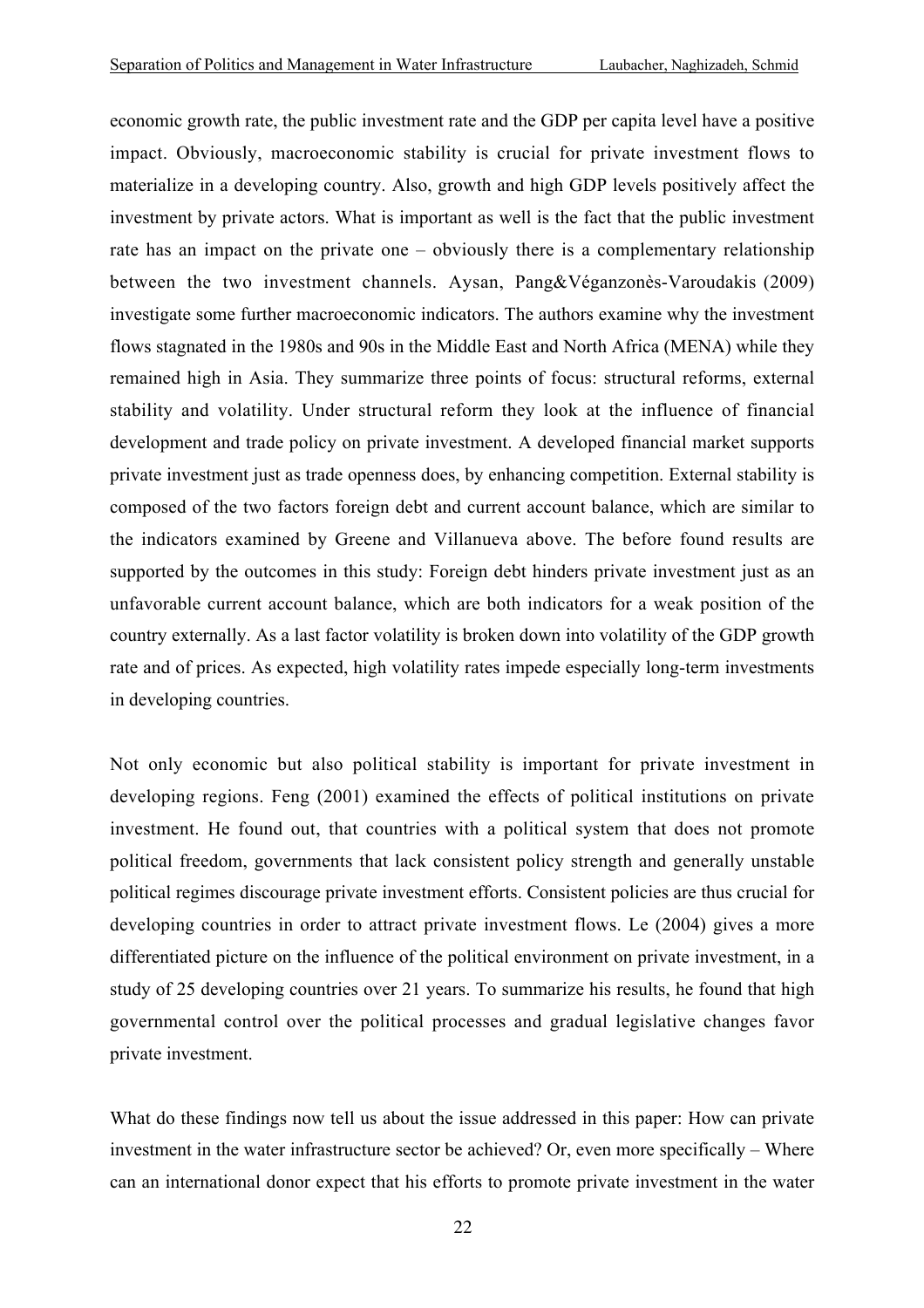economic growth rate, the public investment rate and the GDP per capita level have a positive impact. Obviously, macroeconomic stability is crucial for private investment flows to materialize in a developing country. Also, growth and high GDP levels positively affect the investment by private actors. What is important as well is the fact that the public investment rate has an impact on the private one – obviously there is a complementary relationship between the two investment channels. Aysan, Pang&Véganzonès-Varoudakis (2009) investigate some further macroeconomic indicators. The authors examine why the investment flows stagnated in the 1980s and 90s in the Middle East and North Africa (MENA) while they remained high in Asia. They summarize three points of focus: structural reforms, external stability and volatility. Under structural reform they look at the influence of financial development and trade policy on private investment. A developed financial market supports private investment just as trade openness does, by enhancing competition. External stability is composed of the two factors foreign debt and current account balance, which are similar to the indicators examined by Greene and Villanueva above. The before found results are supported by the outcomes in this study: Foreign debt hinders private investment just as an unfavorable current account balance, which are both indicators for a weak position of the country externally. As a last factor volatility is broken down into volatility of the GDP growth rate and of prices. As expected, high volatility rates impede especially long-term investments in developing countries.

Not only economic but also political stability is important for private investment in developing regions. Feng (2001) examined the effects of political institutions on private investment. He found out, that countries with a political system that does not promote political freedom, governments that lack consistent policy strength and generally unstable political regimes discourage private investment efforts. Consistent policies are thus crucial for developing countries in order to attract private investment flows. Le (2004) gives a more differentiated picture on the influence of the political environment on private investment, in a study of 25 developing countries over 21 years. To summarize his results, he found that high governmental control over the political processes and gradual legislative changes favor private investment.

What do these findings now tell us about the issue addressed in this paper: How can private investment in the water infrastructure sector be achieved? Or, even more specifically – Where can an international donor expect that his efforts to promote private investment in the water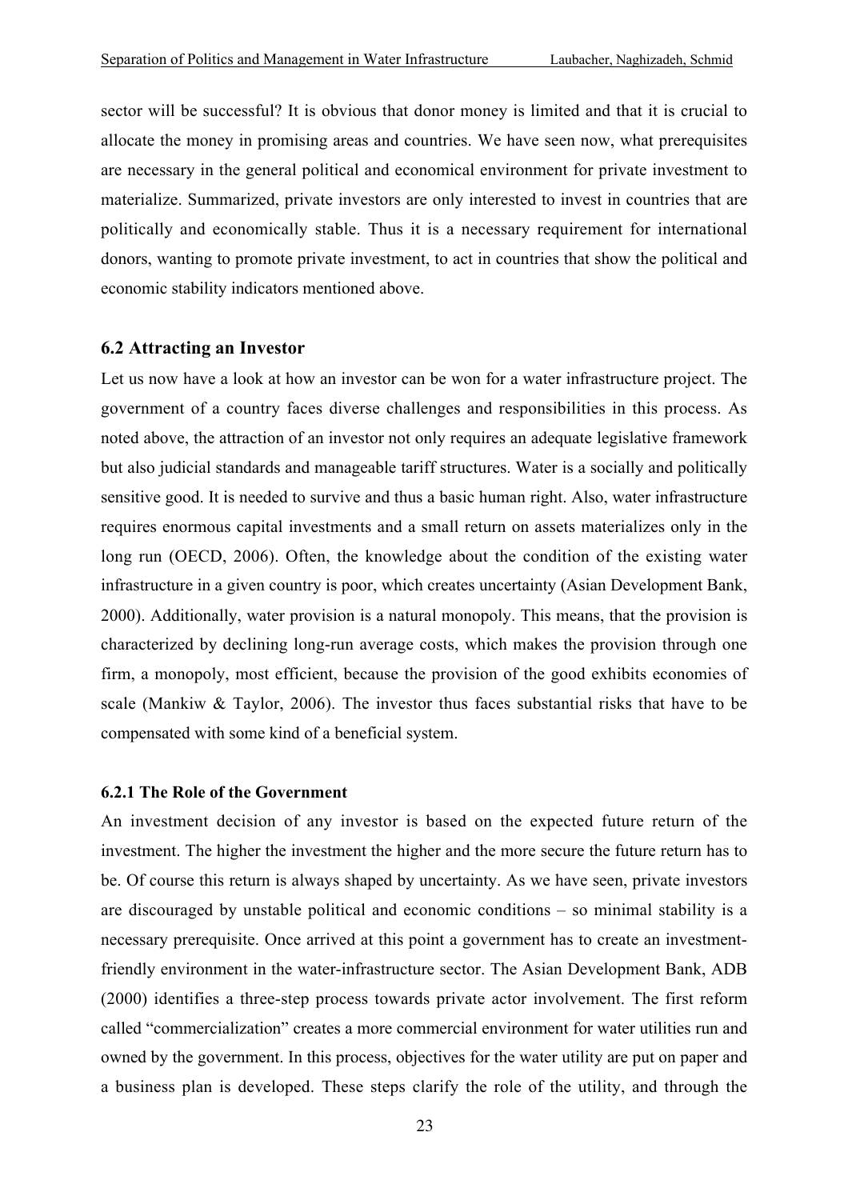sector will be successful? It is obvious that donor money is limited and that it is crucial to allocate the money in promising areas and countries. We have seen now, what prerequisites are necessary in the general political and economical environment for private investment to materialize. Summarized, private investors are only interested to invest in countries that are politically and economically stable. Thus it is a necessary requirement for international donors, wanting to promote private investment, to act in countries that show the political and economic stability indicators mentioned above.

### 6.2 Attracting an Investor

Let us now have a look at how an investor can be won for a water infrastructure project. The government of a country faces diverse challenges and responsibilities in this process. As noted above, the attraction of an investor not only requires an adequate legislative framework but also judicial standards and manageable tariff structures. Water is a socially and politically sensitive good. It is needed to survive and thus a basic human right. Also, water infrastructure requires enormous capital investments and a small return on assets materializes only in the long run (OECD, 2006). Often, the knowledge about the condition of the existing water infrastructure in a given country is poor, which creates uncertainty (Asian Development Bank, 2000). Additionally, water provision is a natural monopoly. This means, that the provision is characterized by declining long-run average costs, which makes the provision through one firm, a monopoly, most efficient, because the provision of the good exhibits economies of scale (Mankiw & Taylor, 2006). The investor thus faces substantial risks that have to be compensated with some kind of a beneficial system.

#### 6.2.1 The Role of the Government

An investment decision of any investor is based on the expected future return of the investment. The higher the investment the higher and the more secure the future return has to be. Of course this return is always shaped by uncertainty. As we have seen, private investors are discouraged by unstable political and economic conditions – so minimal stability is a necessary prerequisite. Once arrived at this point a government has to create an investment-friendly environment in the water-infrastructure sector. The Asian Development Bank, ADB (2000) identifies a three-step process towards private actor involvement. The first reform called "commercialization" creates a more commercial environment for water utilities run and owned by the government. In this process, objectives for the water utility are put on paper and a business plan is developed. These steps clarify the role of the utility, and through the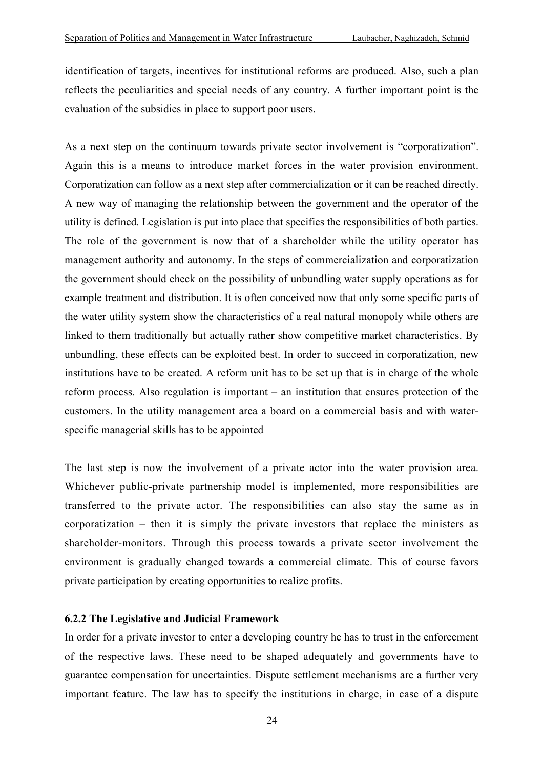identification of targets, incentives for institutional reforms are produced. Also, such a plan reflects the peculiarities and special needs of any country. A further important point is the evaluation of the subsidies in place to support poor users.

As a next step on the continuum towards private sector involvement is “corporatization”. Again this is a means to introduce market forces in the water provision environment. Corporatization can follow as a next step after commercialization or it can be reached directly. A new way of managing the relationship between the government and the operator of the utility is defined. Legislation is put into place that specifies the responsibilities of both parties. The role of the government is now that of a shareholder while the utility operator has management authority and autonomy. In the steps of commercialization and corporatization the government should check on the possibility of unbundling water supply operations as for example treatment and distribution. It is often conceived now that only some specific parts of the water utility system show the characteristics of a real natural monopoly while others are linked to them traditionally but actually rather show competitive market characteristics. By unbundling, these effects can be exploited best. In order to succeed in corporatization, new institutions have to be created. A reform unit has to be set up that is in charge of the whole reform process. Also regulation is important – an institution that ensures protection of the customers. In the utility management area a board on a commercial basis and with water-specific managerial skills has to be appointed

The last step is now the involvement of a private actor into the water provision area. Whichever public-private partnership model is implemented, more responsibilities are transferred to the private actor. The responsibilities can also stay the same as in corporatization – then it is simply the private investors that replace the ministers as shareholder-monitors. Through this process towards a private sector involvement the environment is gradually changed towards a commercial climate. This of course favors private participation by creating opportunities to realize profits.

### 6.2.2 The Legislative and Judicial Framework

In order for a private investor to enter a developing country he has to trust in the enforcement of the respective laws. These need to be shaped adequately and governments have to guarantee compensation for uncertainties. Dispute settlement mechanisms are a further very important feature. The law has to specify the institutions in charge, in case of a dispute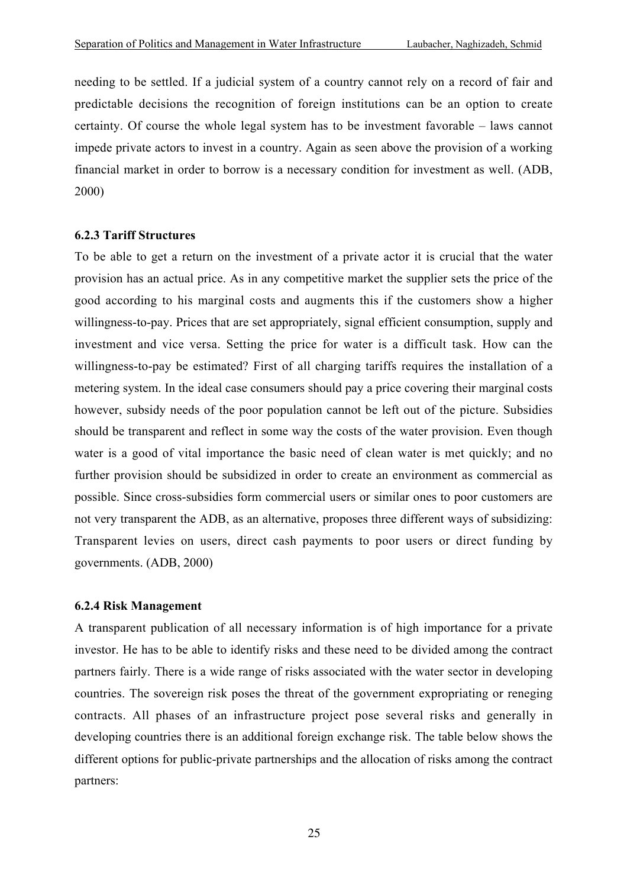needing to be settled. If a judicial system of a country cannot rely on a record of fair and predictable decisions the recognition of foreign institutions can be an option to create certainty. Of course the whole legal system has to be investment favorable – laws cannot impede private actors to invest in a country. Again as seen above the provision of a working financial market in order to borrow is a necessary condition for investment as well. (ADB, 2000)

### 6.2.3 Tariff Structures

To be able to get a return on the investment of a private actor it is crucial that the water provision has an actual price. As in any competitive market the supplier sets the price of the good according to his marginal costs and augments this if the customers show a higher willingness-to-pay. Prices that are set appropriately, signal efficient consumption, supply and investment and vice versa. Setting the price for water is a difficult task. How can the willingness-to-pay be estimated? First of all charging tariffs requires the installation of a metering system. In the ideal case consumers should pay a price covering their marginal costs however, subsidy needs of the poor population cannot be left out of the picture. Subsidies should be transparent and reflect in some way the costs of the water provision. Even though water is a good of vital importance the basic need of clean water is met quickly; and no further provision should be subsidized in order to create an environment as commercial as possible. Since cross-subsidies form commercial users or similar ones to poor customers are not very transparent the ADB, as an alternative, proposes three different ways of subsidizing: Transparent levies on users, direct cash payments to poor users or direct funding by governments. (ADB, 2000)

### 6.2.4 Risk Management

A transparent publication of all necessary information is of high importance for a private investor. He has to be able to identify risks and these need to be divided among the contract partners fairly. There is a wide range of risks associated with the water sector in developing countries. The sovereign risk poses the threat of the government expropriating or reneging contracts. All phases of an infrastructure project pose several risks and generally in developing countries there is an additional foreign exchange risk. The table below shows the different options for public-private partnerships and the allocation of risks among the contract partners: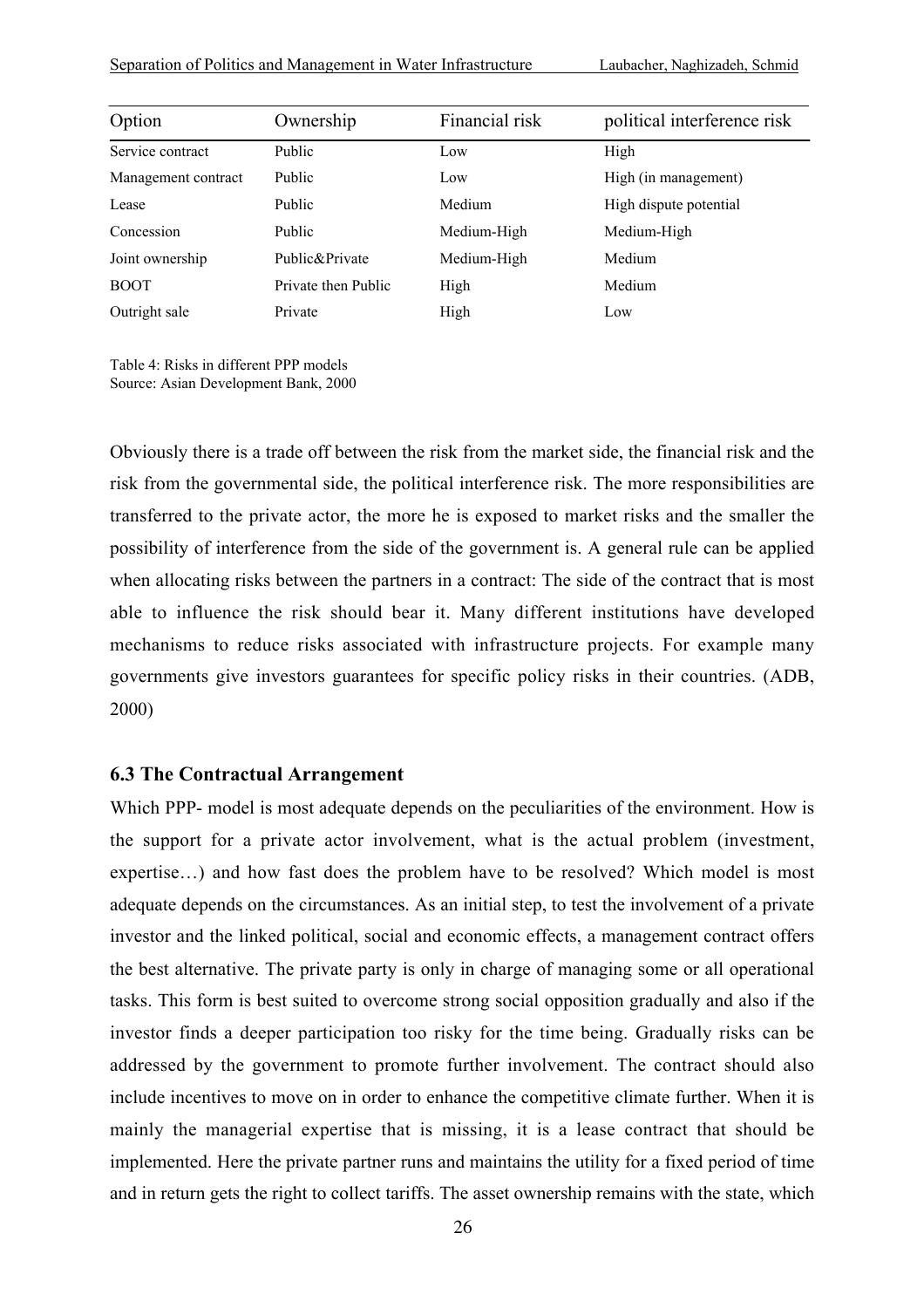| Option | Ownership | Financial risk | political interference risk |
|---|---|---|---|
| Service contract | Public | Low | High |
| Management contract | Public | Low | High (in management) |
| Lease | Public | Medium | High dispute potential |
| Concession | Public | Medium-High | Medium-High |
| Joint ownership | Public&Private | Medium-High | Medium |
| BOOT | Private then Public | High | Medium |
| Outright sale | Private | High | Low |

Table 4: Risks in different PPP models
Source: Asian Development Bank, 2000

Obviously there is a trade off between the risk from the market side, the financial risk and the risk from the governmental side, the political interference risk. The more responsibilities are transferred to the private actor, the more he is exposed to market risks and the smaller the possibility of interference from the side of the government is. A general rule can be applied when allocating risks between the partners in a contract: The side of the contract that is most able to influence the risk should bear it. Many different institutions have developed mechanisms to reduce risks associated with infrastructure projects. For example many governments give investors guarantees for specific policy risks in their countries. (ADB, 2000)

### 6.3 The Contractual Arrangement

Which PPP- model is most adequate depends on the peculiarities of the environment. How is the support for a private actor involvement, what is the actual problem (investment, expertise…) and how fast does the problem have to be resolved? Which model is most adequate depends on the circumstances. As an initial step, to test the involvement of a private investor and the linked political, social and economic effects, a management contract offers the best alternative. The private party is only in charge of managing some or all operational tasks. This form is best suited to overcome strong social opposition gradually and also if the investor finds a deeper participation too risky for the time being. Gradually risks can be addressed by the government to promote further involvement. The contract should also include incentives to move on in order to enhance the competitive climate further. When it is mainly the managerial expertise that is missing, it is a lease contract that should be implemented. Here the private partner runs and maintains the utility for a fixed period of time and in return gets the right to collect tariffs. The asset ownership remains with the state, which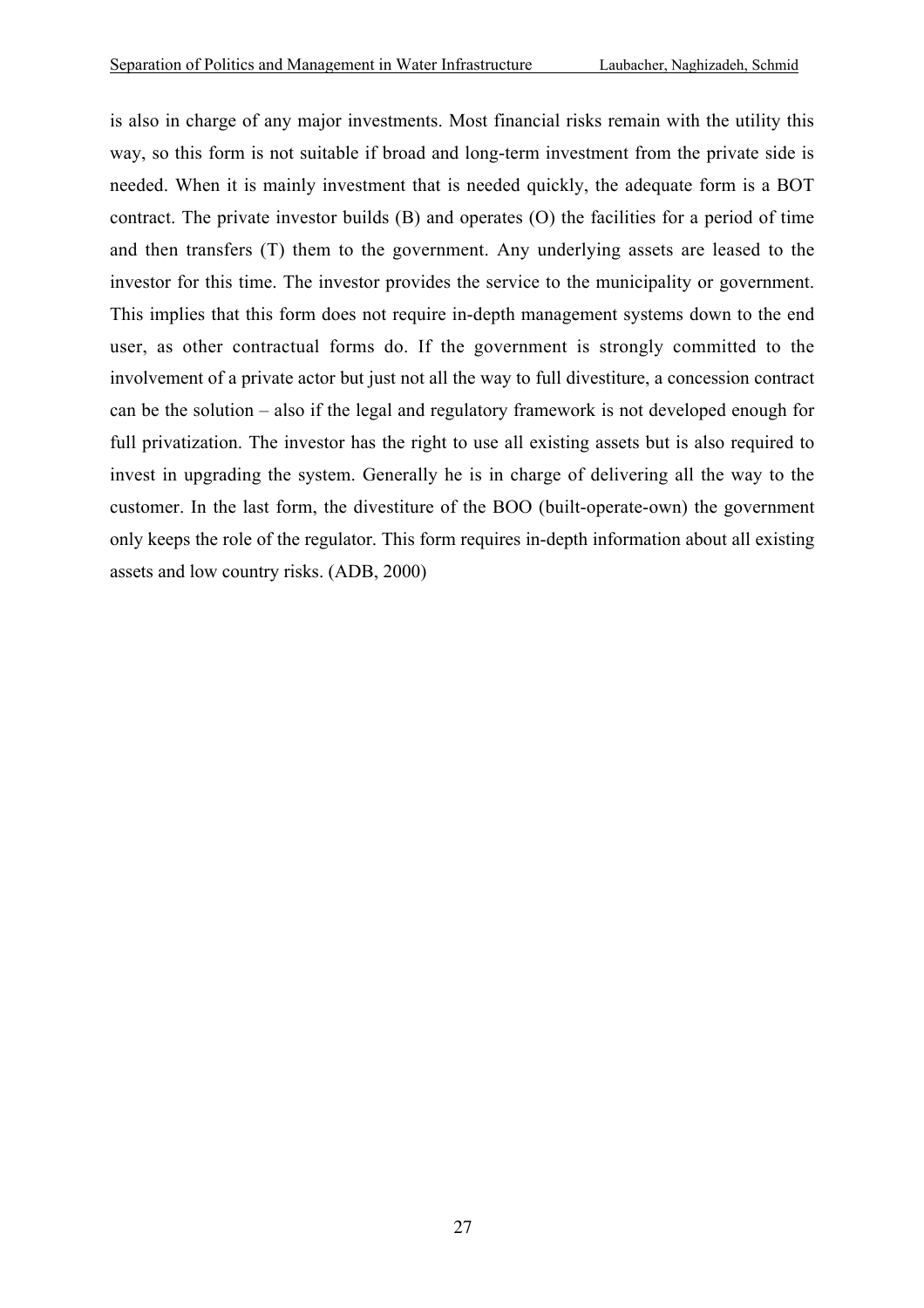is also in charge of any major investments. Most financial risks remain with the utility this way, so this form is not suitable if broad and long-term investment from the private side is needed. When it is mainly investment that is needed quickly, the adequate form is a BOT contract. The private investor builds (B) and operates (O) the facilities for a period of time and then transfers (T) them to the government. Any underlying assets are leased to the investor for this time. The investor provides the service to the municipality or government. This implies that this form does not require in-depth management systems down to the end user, as other contractual forms do. If the government is strongly committed to the involvement of a private actor but just not all the way to full divestiture, a concession contract can be the solution – also if the legal and regulatory framework is not developed enough for full privatization. The investor has the right to use all existing assets but is also required to invest in upgrading the system. Generally he is in charge of delivering all the way to the customer. In the last form, the divestiture of the BOO (built-operate-own) the government only keeps the role of the regulator. This form requires in-depth information about all existing assets and low country risks. (ADB, 2000)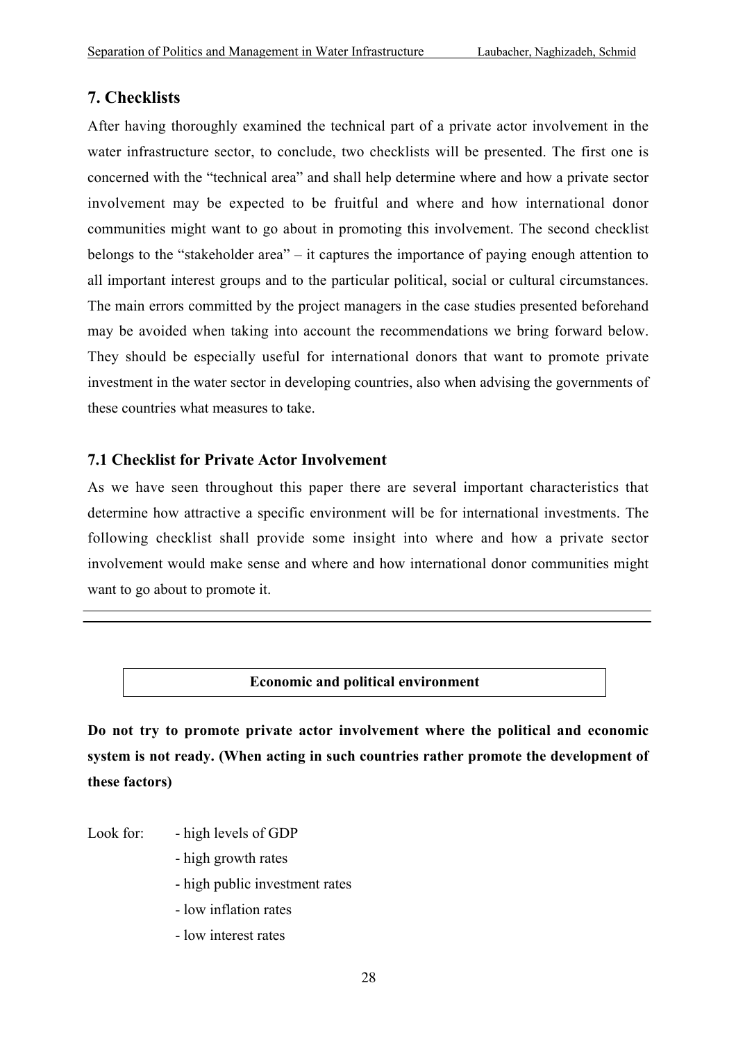## 7. Checklists

After having thoroughly examined the technical part of a private actor involvement in the water infrastructure sector, to conclude, two checklists will be presented. The first one is concerned with the "technical area" and shall help determine where and how a private sector involvement may be expected to be fruitful and where and how international donor communities might want to go about in promoting this involvement. The second checklist belongs to the "stakeholder area" – it captures the importance of paying enough attention to all important interest groups and to the particular political, social or cultural circumstances. The main errors committed by the project managers in the case studies presented beforehand may be avoided when taking into account the recommendations we bring forward below. They should be especially useful for international donors that want to promote private investment in the water sector in developing countries, also when advising the governments of these countries what measures to take.

### 7.1 Checklist for Private Actor Involvement

As we have seen throughout this paper there are several important characteristics that determine how attractive a specific environment will be for international investments. The following checklist shall provide some insight into where and how a private sector involvement would make sense and where and how international donor communities might want to go about to promote it.

---

**Economic and political environment**

**Do not try to promote private actor involvement where the political and economic system is not ready. (When acting in such countries rather promote the development of these factors)**

Look for:
- high levels of GDP
- high growth rates
- high public investment rates
- low inflation rates
- low interest rates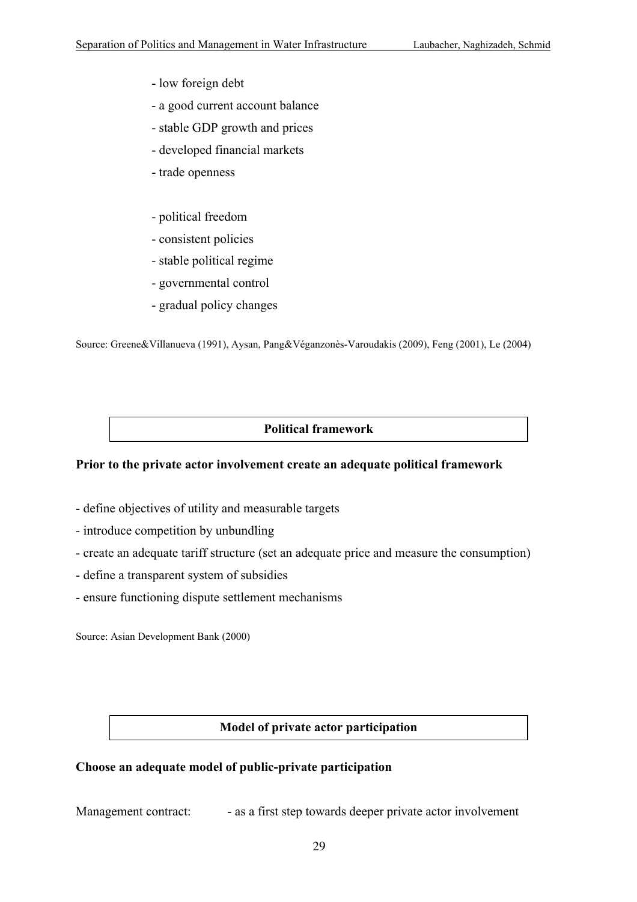- low foreign debt
- a good current account balance
- stable GDP growth and prices
- developed financial markets
- trade openness

- political freedom
- consistent policies
- stable political regime
- governmental control
- gradual policy changes

Source: Greene&Villanueva (1991), Aysan, Pang&Véganzonès-Varoudakis (2009), Feng (2001), Le (2004)

| Political framework |
|---|

**Prior to the private actor involvement create an adequate political framework**

- define objectives of utility and measurable targets
- introduce competition by unbundling
- create an adequate tariff structure (set an adequate price and measure the consumption)
- define a transparent system of subsidies
- ensure functioning dispute settlement mechanisms

Source: Asian Development Bank (2000)

| Model of private actor participation |
|---|

**Choose an adequate model of public-private participation**

Management contract: - as a first step towards deeper private actor involvement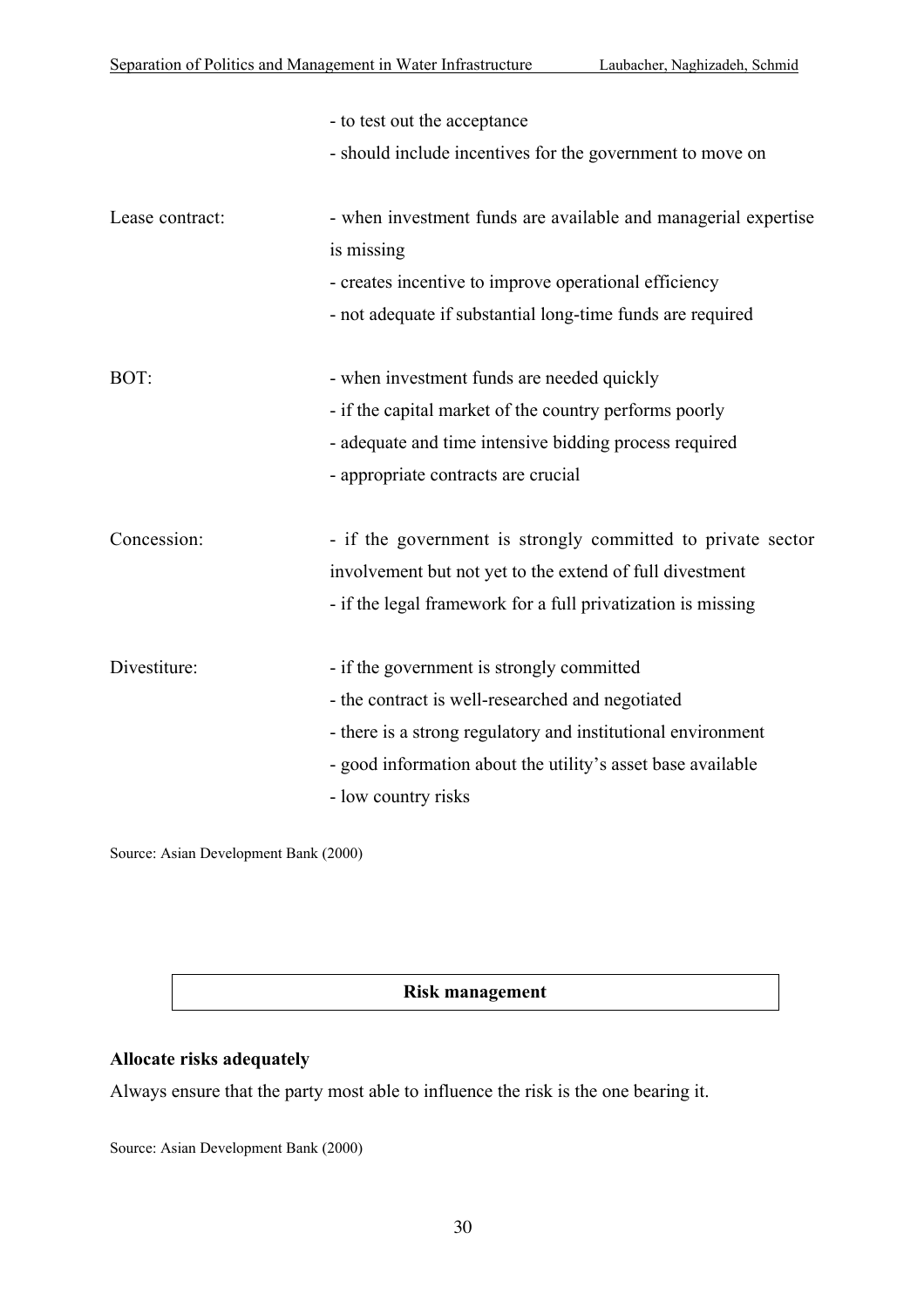|  |  |
|---|---|
|  | - to test out the acceptance<br>- should include incentives for the government to move on |
| Lease contract: | - when investment funds are available and managerial expertise is missing<br>- creates incentive to improve operational efficiency<br>- not adequate if substantial long-time funds are required |
| BOT: | - when investment funds are needed quickly<br>- if the capital market of the country performs poorly<br>- adequate and time intensive bidding process required<br>- appropriate contracts are crucial |
| Concession: | - if the government is strongly committed to private sector involvement but not yet to the extend of full divestment<br>- if the legal framework for a full privatization is missing |
| Divestiture: | - if the government is strongly committed<br>- the contract is well-researched and negotiated<br>- there is a strong regulatory and institutional environment<br>- good information about the utility's asset base available<br>- low country risks |

Source: Asian Development Bank (2000)

## Risk management

**Allocate risks adequately**

Always ensure that the party most able to influence the risk is the one bearing it.

Source: Asian Development Bank (2000)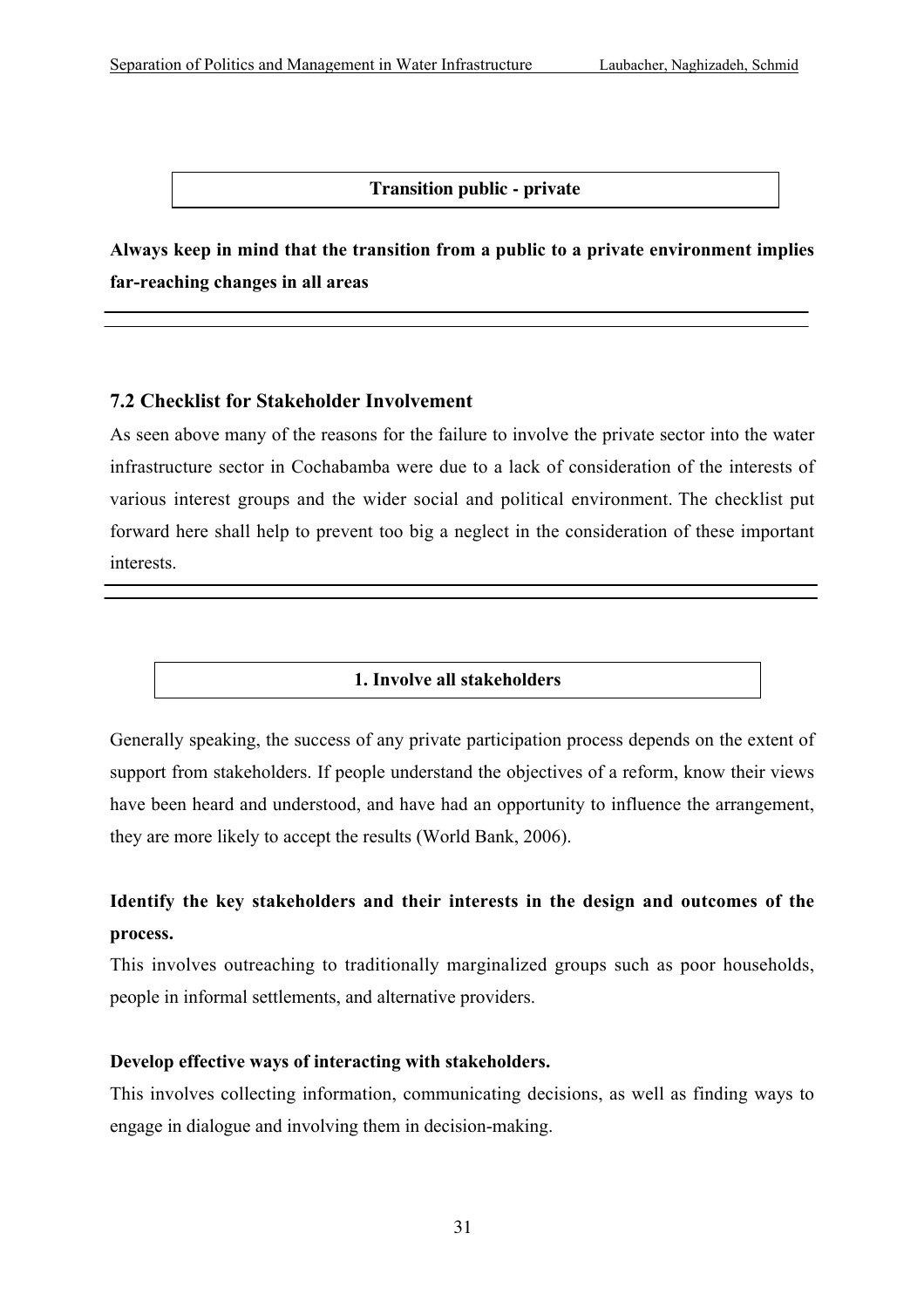**Transition public - private**

**Always keep in mind that the transition from a public to a private environment implies far-reaching changes in all areas**

---

## 7.2 Checklist for Stakeholder Involvement

As seen above many of the reasons for the failure to involve the private sector into the water infrastructure sector in Cochabamba were due to a lack of consideration of the interests of various interest groups and the wider social and political environment. The checklist put forward here shall help to prevent too big a neglect in the consideration of these important interests.

---

**1. Involve all stakeholders**

Generally speaking, the success of any private participation process depends on the extent of support from stakeholders. If people understand the objectives of a reform, know their views have been heard and understood, and have had an opportunity to influence the arrangement, they are more likely to accept the results (World Bank, 2006).

**Identify the key stakeholders and their interests in the design and outcomes of the process.**

This involves outreaching to traditionally marginalized groups such as poor households, people in informal settlements, and alternative providers.

**Develop effective ways of interacting with stakeholders.**

This involves collecting information, communicating decisions, as well as finding ways to engage in dialogue and involving them in decision-making.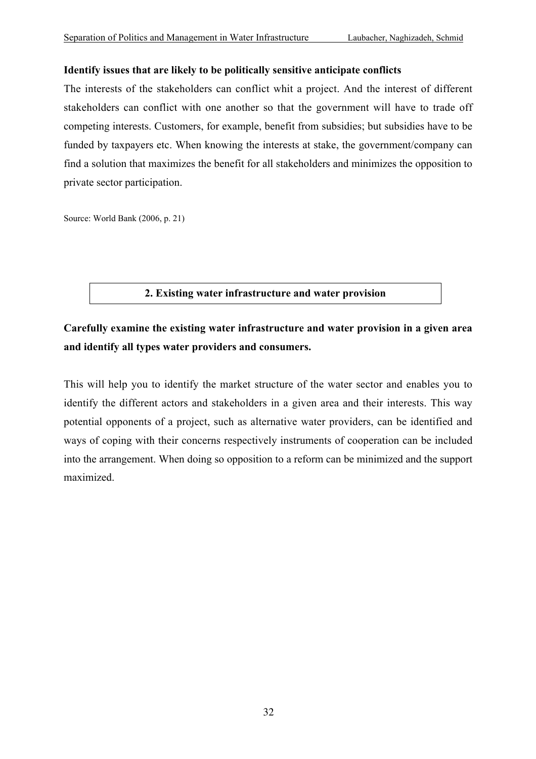**Identify issues that are likely to be politically sensitive anticipate conflicts**

The interests of the stakeholders can conflict whit a project. And the interest of different stakeholders can conflict with one another so that the government will have to trade off competing interests. Customers, for example, benefit from subsidies; but subsidies have to be funded by taxpayers etc. When knowing the interests at stake, the government/company can find a solution that maximizes the benefit for all stakeholders and minimizes the opposition to private sector participation.

Source: World Bank (2006, p. 21)

## 2. Existing water infrastructure and water provision

**Carefully examine the existing water infrastructure and water provision in a given area and identify all types water providers and consumers.**

This will help you to identify the market structure of the water sector and enables you to identify the different actors and stakeholders in a given area and their interests. This way potential opponents of a project, such as alternative water providers, can be identified and ways of coping with their concerns respectively instruments of cooperation can be included into the arrangement. When doing so opposition to a reform can be minimized and the support maximized.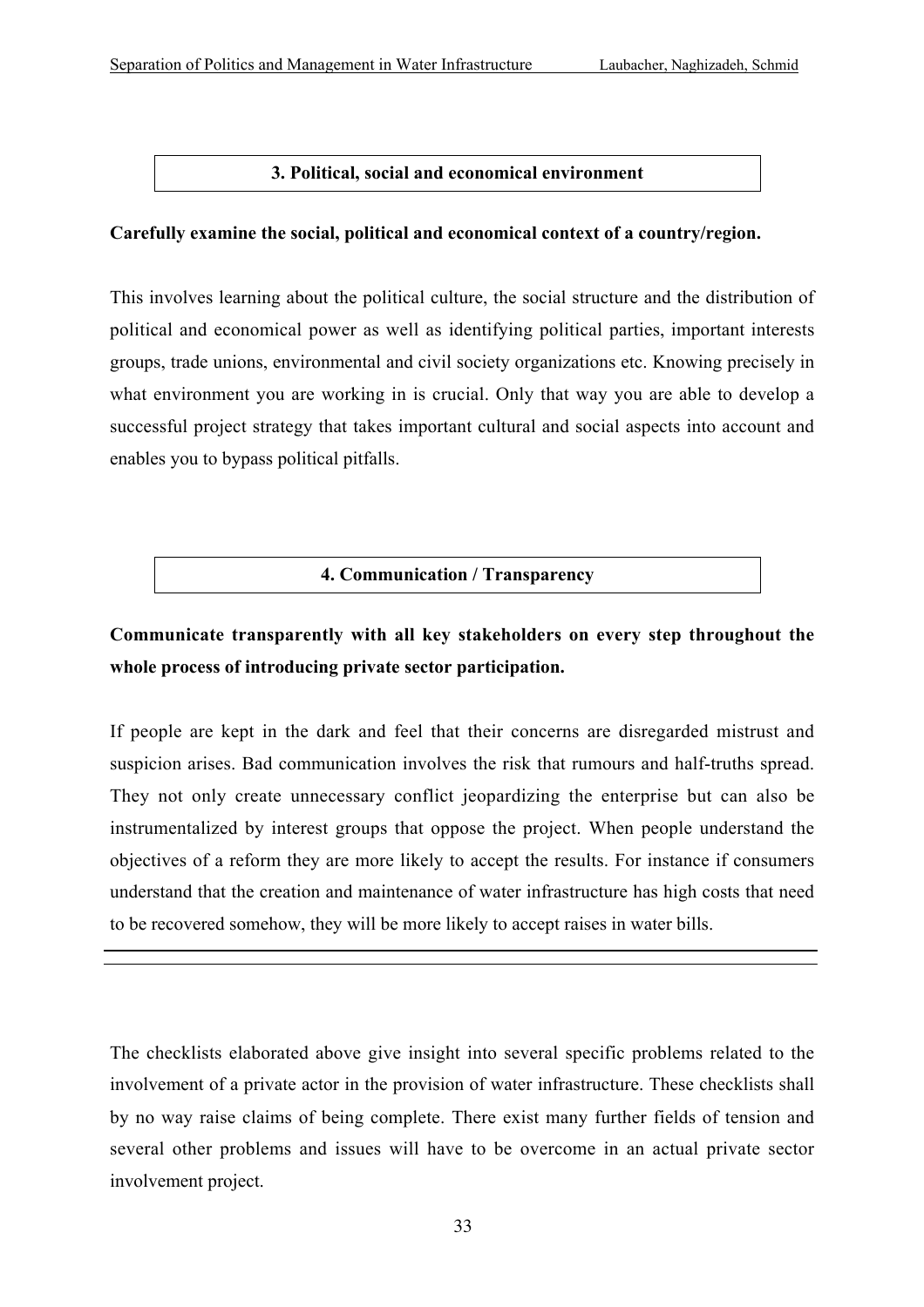## 3. Political, social and economical environment

**Carefully examine the social, political and economical context of a country/region.**

This involves learning about the political culture, the social structure and the distribution of political and economical power as well as identifying political parties, important interests groups, trade unions, environmental and civil society organizations etc. Knowing precisely in what environment you are working in is crucial. Only that way you are able to develop a successful project strategy that takes important cultural and social aspects into account and enables you to bypass political pitfalls.

## 4. Communication / Transparency

**Communicate transparently with all key stakeholders on every step throughout the whole process of introducing private sector participation.**

If people are kept in the dark and feel that their concerns are disregarded mistrust and suspicion arises. Bad communication involves the risk that rumours and half-truths spread. They not only create unnecessary conflict jeopardizing the enterprise but can also be instrumentalized by interest groups that oppose the project. When people understand the objectives of a reform they are more likely to accept the results. For instance if consumers understand that the creation and maintenance of water infrastructure has high costs that need to be recovered somehow, they will be more likely to accept raises in water bills.

---

The checklists elaborated above give insight into several specific problems related to the involvement of a private actor in the provision of water infrastructure. These checklists shall by no way raise claims of being complete. There exist many further fields of tension and several other problems and issues will have to be overcome in an actual private sector involvement project.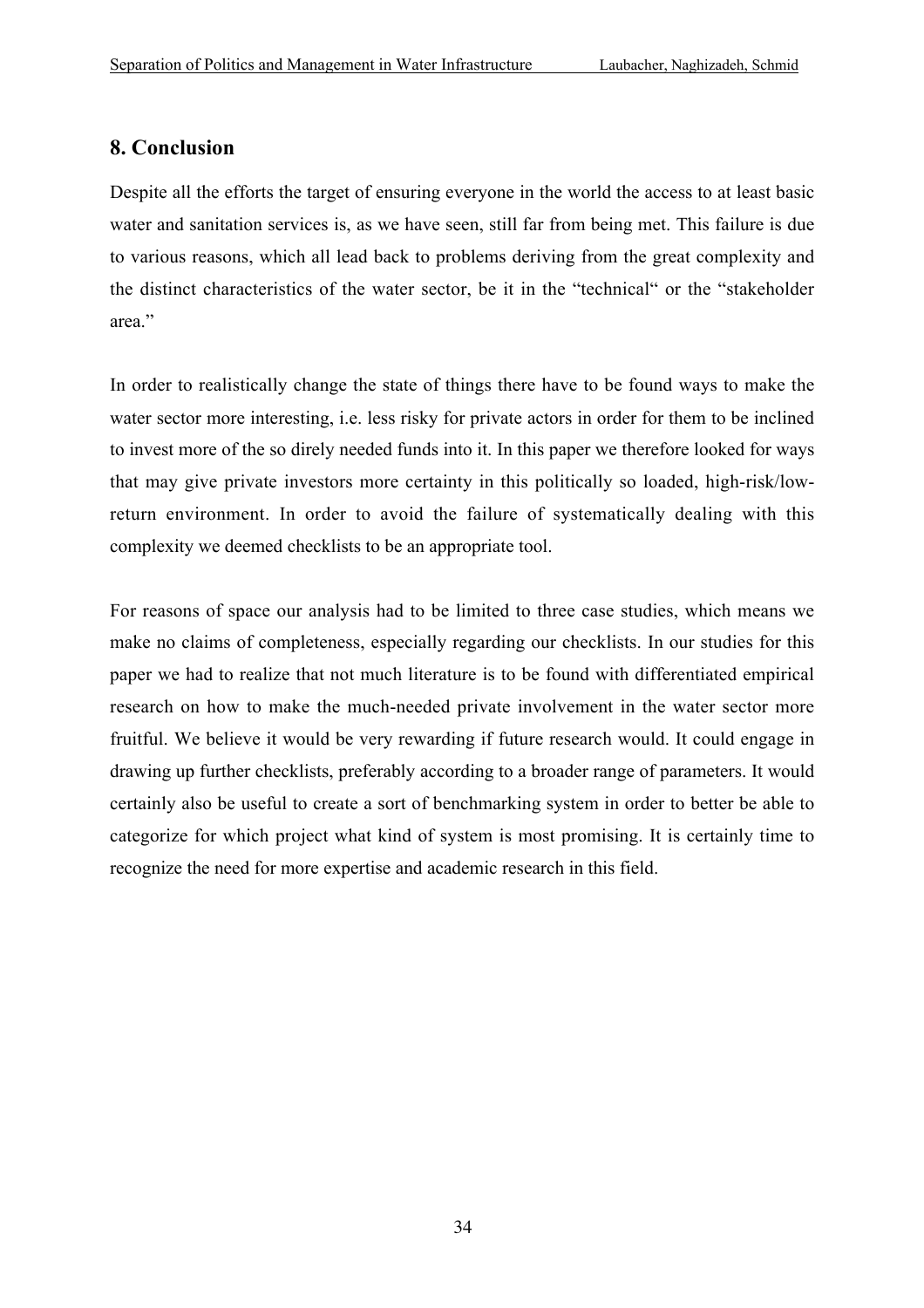## 8. Conclusion

Despite all the efforts the target of ensuring everyone in the world the access to at least basic water and sanitation services is, as we have seen, still far from being met. This failure is due to various reasons, which all lead back to problems deriving from the great complexity and the distinct characteristics of the water sector, be it in the "technical" or the "stakeholder area."

In order to realistically change the state of things there have to be found ways to make the water sector more interesting, i.e. less risky for private actors in order for them to be inclined to invest more of the so direly needed funds into it. In this paper we therefore looked for ways that may give private investors more certainty in this politically so loaded, high-risk/low-return environment. In order to avoid the failure of systematically dealing with this complexity we deemed checklists to be an appropriate tool.

For reasons of space our analysis had to be limited to three case studies, which means we make no claims of completeness, especially regarding our checklists. In our studies for this paper we had to realize that not much literature is to be found with differentiated empirical research on how to make the much-needed private involvement in the water sector more fruitful. We believe it would be very rewarding if future research would. It could engage in drawing up further checklists, preferably according to a broader range of parameters. It would certainly also be useful to create a sort of benchmarking system in order to better be able to categorize for which project what kind of system is most promising. It is certainly time to recognize the need for more expertise and academic research in this field.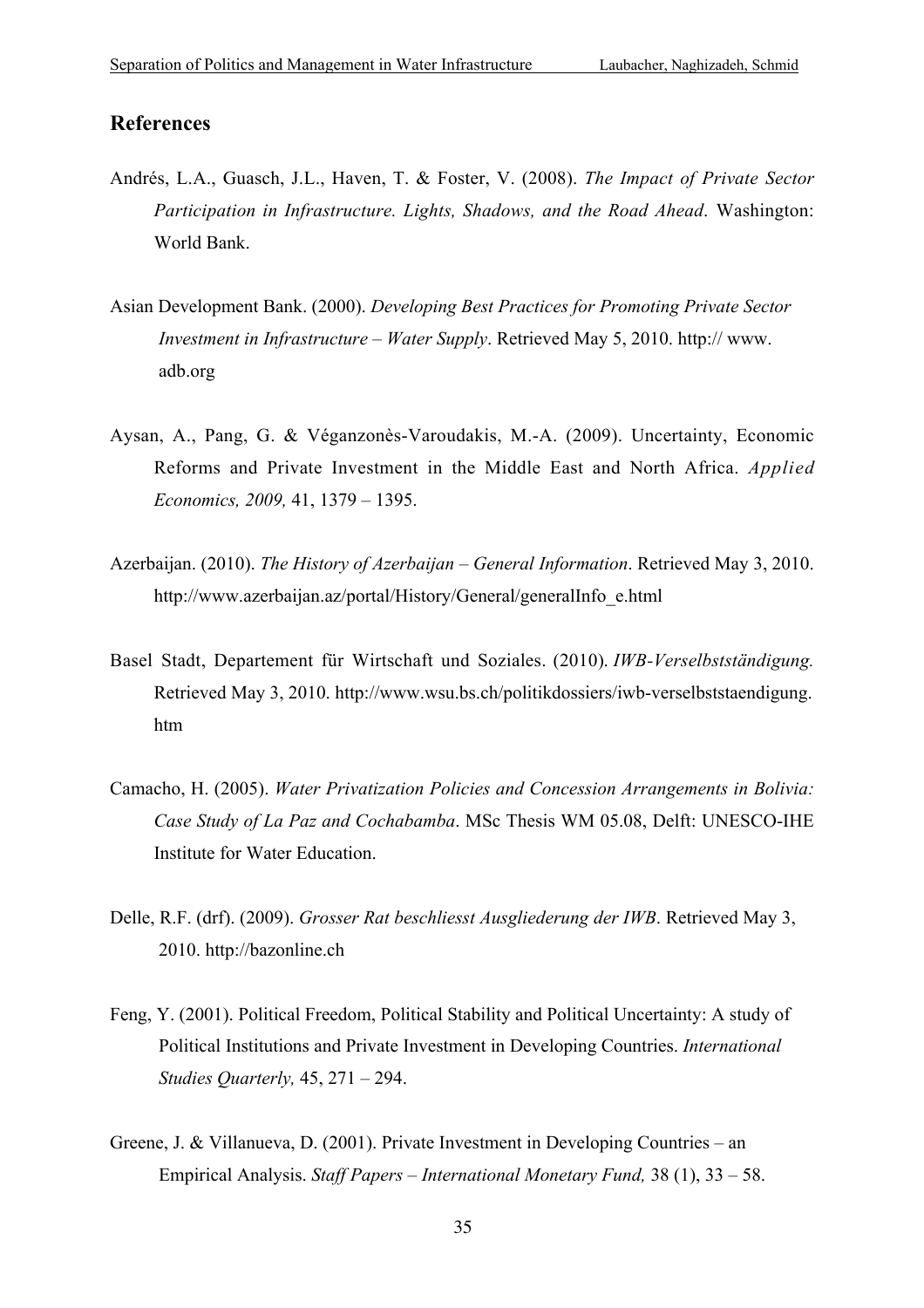## References

Andrés, L.A., Guasch, J.L., Haven, T. & Foster, V. (2008). *The Impact of Private Sector Participation in Infrastructure. Lights, Shadows, and the Road Ahead*. Washington: World Bank.

Asian Development Bank. (2000). *Developing Best Practices for Promoting Private Sector Investment in Infrastructure – Water Supply*. Retrieved May 5, 2010. http:// www. adb.org

Aysan, A., Pang, G. & Véganzonès-Varoudakis, M.-A. (2009). Uncertainty, Economic Reforms and Private Investment in the Middle East and North Africa. *Applied Economics, 2009,* 41, 1379 – 1395.

Azerbaijan. (2010). *The History of Azerbaijan – General Information*. Retrieved May 3, 2010. http://www.azerbaijan.az/portal/History/General/generalInfo_e.html

Basel Stadt, Departement für Wirtschaft und Soziales. (2010). *IWB-Verselbstständigung.* Retrieved May 3, 2010. http://www.wsu.bs.ch/politikdossiers/iwb-verselbststaendigung.htm

Camacho, H. (2005). *Water Privatization Policies and Concession Arrangements in Bolivia: Case Study of La Paz and Cochabamba*. MSc Thesis WM 05.08, Delft: UNESCO-IHE Institute for Water Education.

Delle, R.F. (drf). (2009). *Grosser Rat beschliesst Ausgliederung der IWB*. Retrieved May 3, 2010. http://bazonline.ch

Feng, Y. (2001). Political Freedom, Political Stability and Political Uncertainty: A study of Political Institutions and Private Investment in Developing Countries. *International Studies Quarterly,* 45, 271 – 294.

Greene, J. & Villanueva, D. (2001). Private Investment in Developing Countries – an Empirical Analysis. *Staff Papers – International Monetary Fund,* 38 (1), 33 – 58.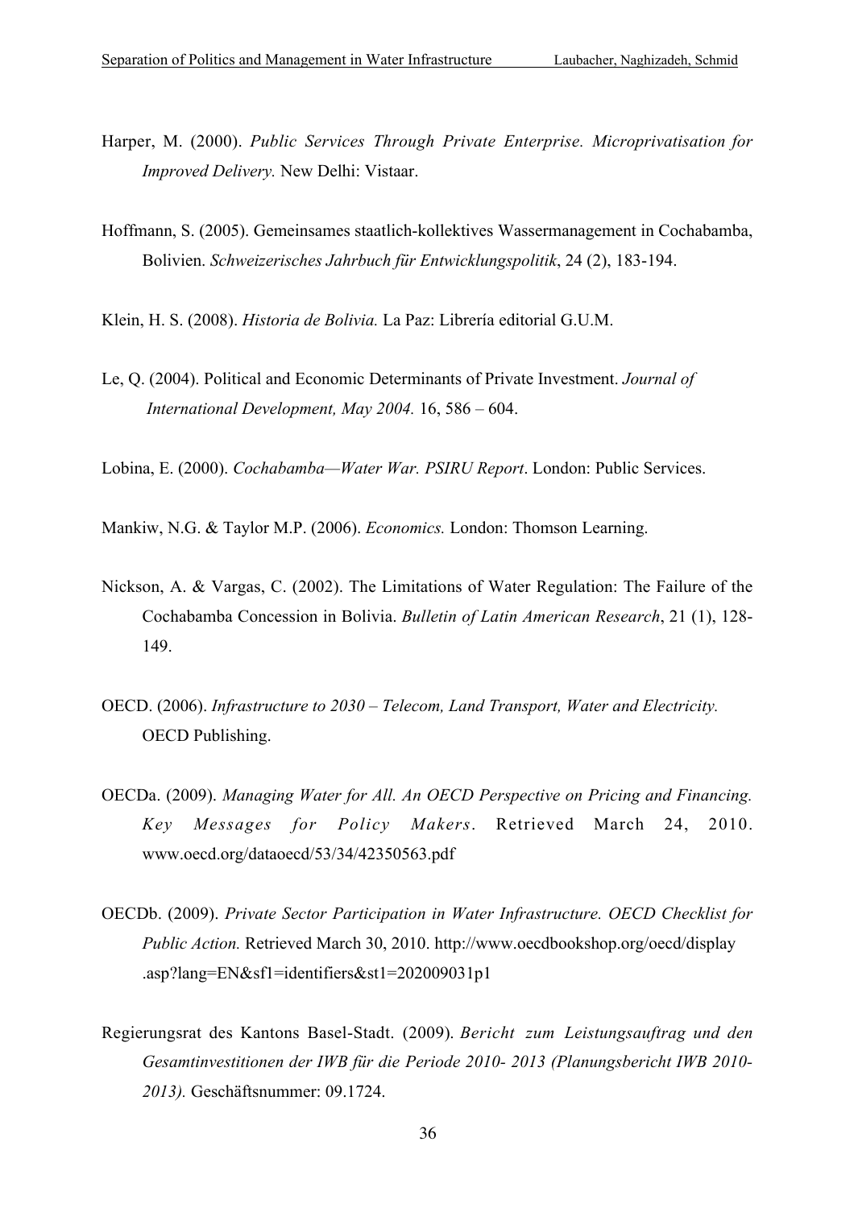Harper, M. (2000). *Public Services Through Private Enterprise. Microprivatisation for Improved Delivery.* New Delhi: Vistaar.

Hoffmann, S. (2005). Gemeinsames staatlich-kollektives Wassermanagement in Cochabamba, Bolivien. *Schweizerisches Jahrbuch für Entwicklungspolitik*, 24 (2), 183-194.

Klein, H. S. (2008). *Historia de Bolivia.* La Paz: Librería editorial G.U.M.

Le, Q. (2004). Political and Economic Determinants of Private Investment. *Journal of International Development, May 2004.* 16, 586 – 604.

Lobina, E. (2000). *Cochabamba—Water War. PSIRU Report*. London: Public Services.

Mankiw, N.G. & Taylor M.P. (2006). *Economics.* London: Thomson Learning.

Nickson, A. & Vargas, C. (2002). The Limitations of Water Regulation: The Failure of the Cochabamba Concession in Bolivia. *Bulletin of Latin American Research*, 21 (1), 128-149.

OECD. (2006). *Infrastructure to 2030 – Telecom, Land Transport, Water and Electricity.* OECD Publishing.

OECDa. (2009). *Managing Water for All. An OECD Perspective on Pricing and Financing. Key Messages for Policy Makers*. Retrieved March 24, 2010. www.oecd.org/dataoecd/53/34/42350563.pdf

OECDb. (2009). *Private Sector Participation in Water Infrastructure. OECD Checklist for Public Action.* Retrieved March 30, 2010. http://www.oecdbookshop.org/oecd/display.asp?lang=EN&sf1=identifiers&st1=202009031p1

Regierungsrat des Kantons Basel-Stadt. (2009). *Bericht zum Leistungsauftrag und den Gesamtinvestitionen der IWB für die Periode 2010- 2013 (Planungsbericht IWB 2010-2013).* Geschäftsnummer: 09.1724.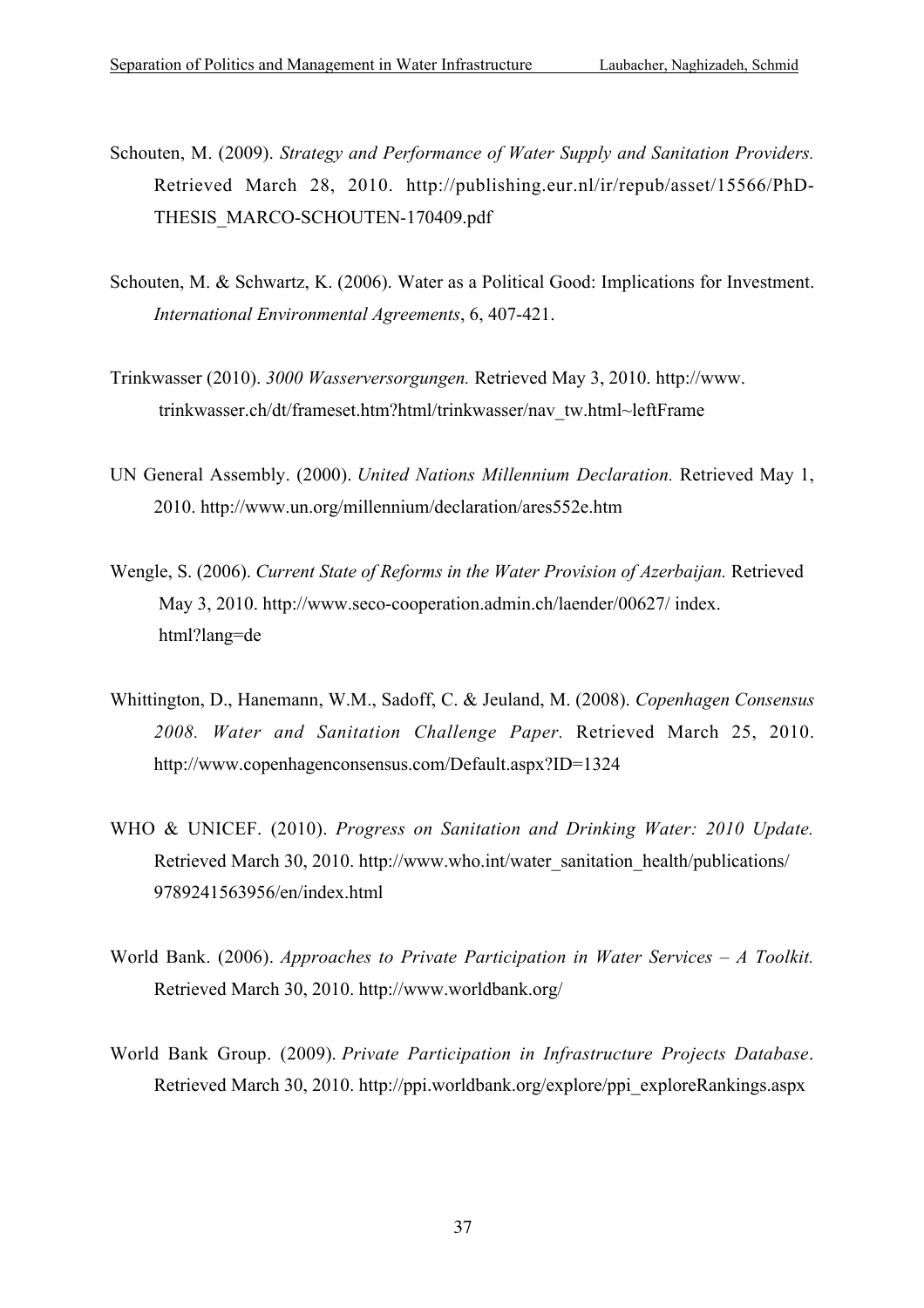Schouten, M. (2009). *Strategy and Performance of Water Supply and Sanitation Providers.* Retrieved March 28, 2010. http://publishing.eur.nl/ir/repub/asset/15566/PhD-THESIS_MARCO-SCHOUTEN-170409.pdf

Schouten, M. & Schwartz, K. (2006). Water as a Political Good: Implications for Investment. *International Environmental Agreements*, 6, 407-421.

Trinkwasser (2010). *3000 Wasserversorgungen.* Retrieved May 3, 2010. http://www.trinkwasser.ch/dt/frameset.htm?html/trinkwasser/nav_tw.html~leftFrame

UN General Assembly. (2000). *United Nations Millennium Declaration.* Retrieved May 1, 2010. http://www.un.org/millennium/declaration/ares552e.htm

Wengle, S. (2006). *Current State of Reforms in the Water Provision of Azerbaijan.* Retrieved May 3, 2010. http://www.seco-cooperation.admin.ch/laender/00627/ index.html?lang=de

Whittington, D., Hanemann, W.M., Sadoff, C. & Jeuland, M. (2008). *Copenhagen Consensus 2008. Water and Sanitation Challenge Paper.* Retrieved March 25, 2010. http://www.copenhagenconsensus.com/Default.aspx?ID=1324

WHO & UNICEF. (2010). *Progress on Sanitation and Drinking Water: 2010 Update.* Retrieved March 30, 2010. http://www.who.int/water_sanitation_health/publications/9789241563956/en/index.html

World Bank. (2006). *Approaches to Private Participation in Water Services – A Toolkit.* Retrieved March 30, 2010. http://www.worldbank.org/

World Bank Group. (2009). *Private Participation in Infrastructure Projects Database*. Retrieved March 30, 2010. http://ppi.worldbank.org/explore/ppi_exploreRankings.aspx